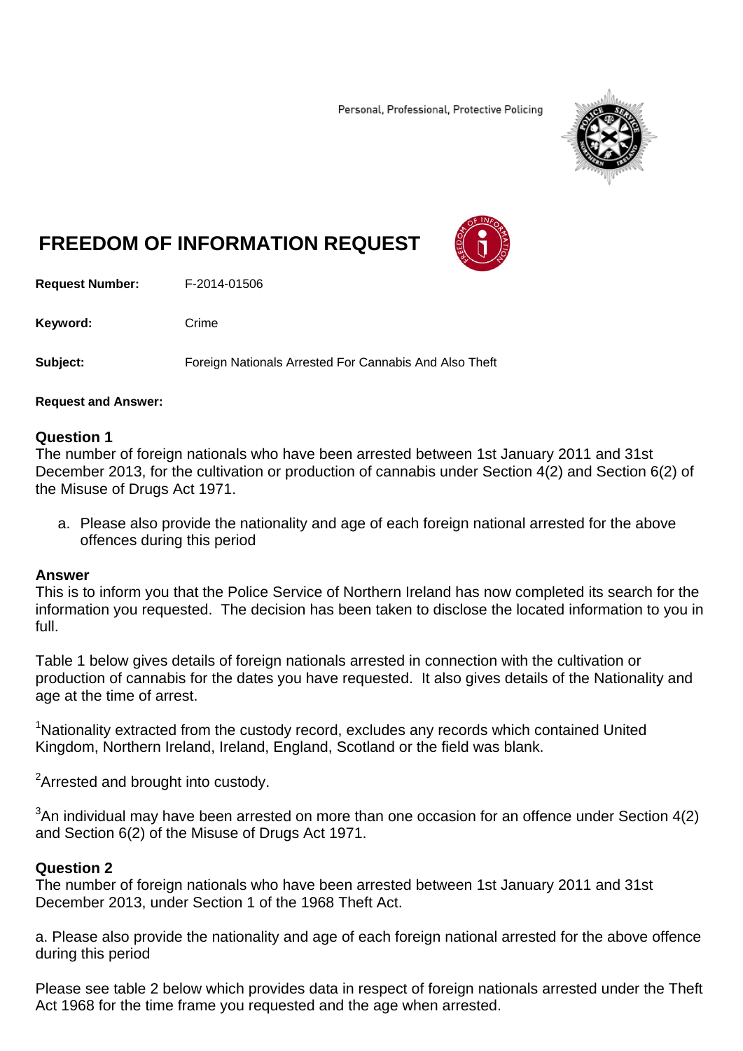Personal, Professional, Protective Policing

# FREEDOM OF INFORMATION REQUEST

**Request Number:** F-2014-01506

**Keyword:** Crime

**Subject:** Foreign Nationals Arrested For Cannabis And Also Theft

**Request and Answer:**

**Question 1**
The number of foreign nationals who have been arrested between 1st January 2011 and 31st December 2013, for the cultivation or production of cannabis under Section 4(2) and Section 6(2) of the Misuse of Drugs Act 1971.

a. Please also provide the nationality and age of each foreign national arrested for the above offences during this period

**Answer**
This is to inform you that the Police Service of Northern Ireland has now completed its search for the information you requested. The decision has been taken to disclose the located information to you in full.

Table 1 below gives details of foreign nationals arrested in connection with the cultivation or production of cannabis for the dates you have requested. It also gives details of the Nationality and age at the time of arrest.

[1]Nationality extracted from the custody record, excludes any records which contained United Kingdom, Northern Ireland, Ireland, England, Scotland or the field was blank.

[2]Arrested and brought into custody.

[3]An individual may have been arrested on more than one occasion for an offence under Section 4(2) and Section 6(2) of the Misuse of Drugs Act 1971.

**Question 2**
The number of foreign nationals who have been arrested between 1st January 2011 and 31st December 2013, under Section 1 of the 1968 Theft Act.

a. Please also provide the nationality and age of each foreign national arrested for the above offence during this period

Please see table 2 below which provides data in respect of foreign nationals arrested under the Theft Act 1968 for the time frame you requested and the age when arrested.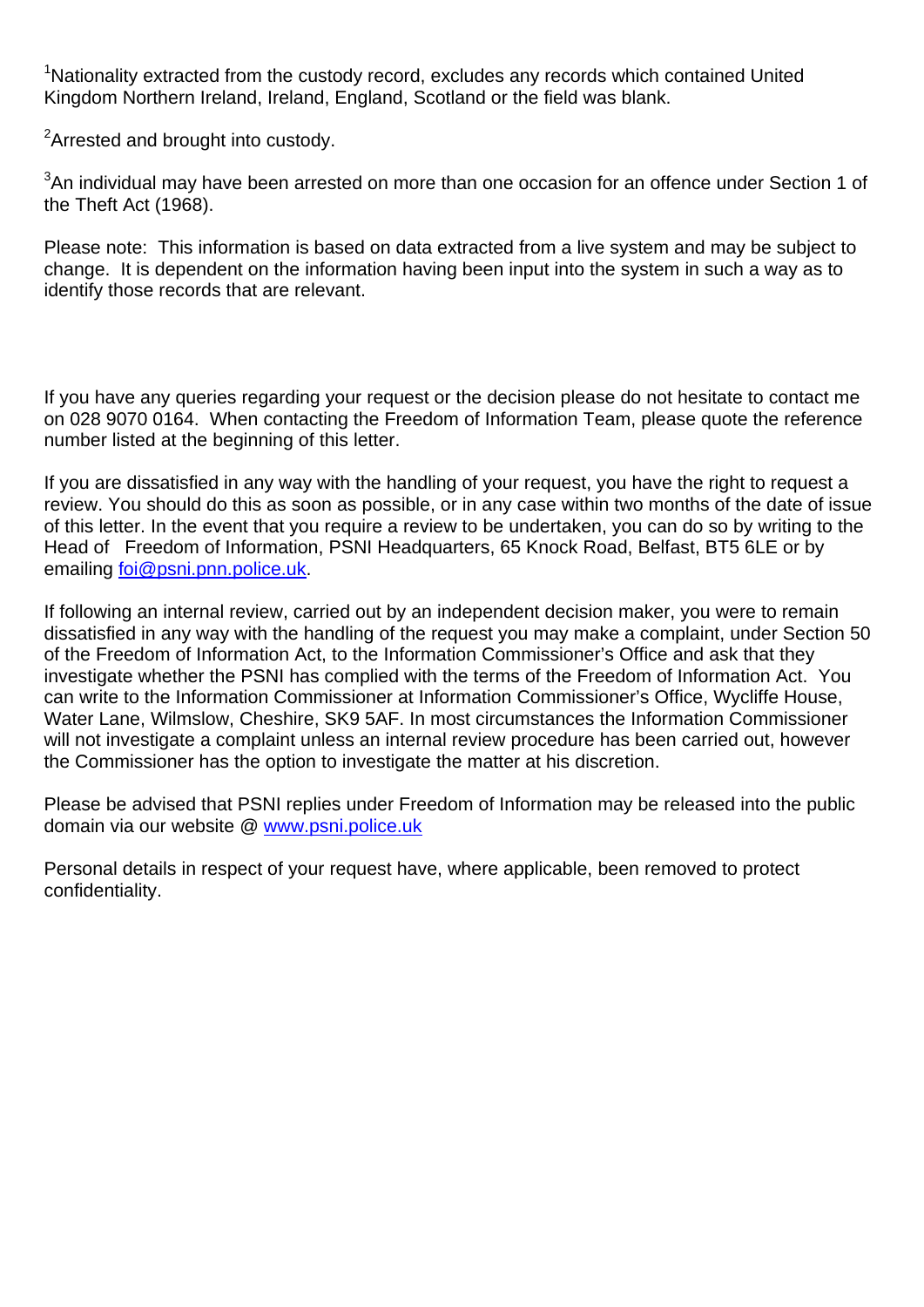[1]Nationality extracted from the custody record, excludes any records which contained United Kingdom Northern Ireland, Ireland, England, Scotland or the field was blank.

[2]Arrested and brought into custody.

[3]An individual may have been arrested on more than one occasion for an offence under Section 1 of the Theft Act (1968).

Please note: This information is based on data extracted from a live system and may be subject to change. It is dependent on the information having been input into the system in such a way as to identify those records that are relevant.

If you have any queries regarding your request or the decision please do not hesitate to contact me on 028 9070 0164. When contacting the Freedom of Information Team, please quote the reference number listed at the beginning of this letter.

If you are dissatisfied in any way with the handling of your request, you have the right to request a review. You should do this as soon as possible, or in any case within two months of the date of issue of this letter. In the event that you require a review to be undertaken, you can do so by writing to the Head of Freedom of Information, PSNI Headquarters, 65 Knock Road, Belfast, BT5 6LE or by emailing foi@psni.pnn.police.uk.

If following an internal review, carried out by an independent decision maker, you were to remain dissatisfied in any way with the handling of the request you may make a complaint, under Section 50 of the Freedom of Information Act, to the Information Commissioner's Office and ask that they investigate whether the PSNI has complied with the terms of the Freedom of Information Act. You can write to the Information Commissioner at Information Commissioner's Office, Wycliffe House, Water Lane, Wilmslow, Cheshire, SK9 5AF. In most circumstances the Information Commissioner will not investigate a complaint unless an internal review procedure has been carried out, however the Commissioner has the option to investigate the matter at his discretion.

Please be advised that PSNI replies under Freedom of Information may be released into the public domain via our website @ www.psni.police.uk

Personal details in respect of your request have, where applicable, been removed to protect confidentiality.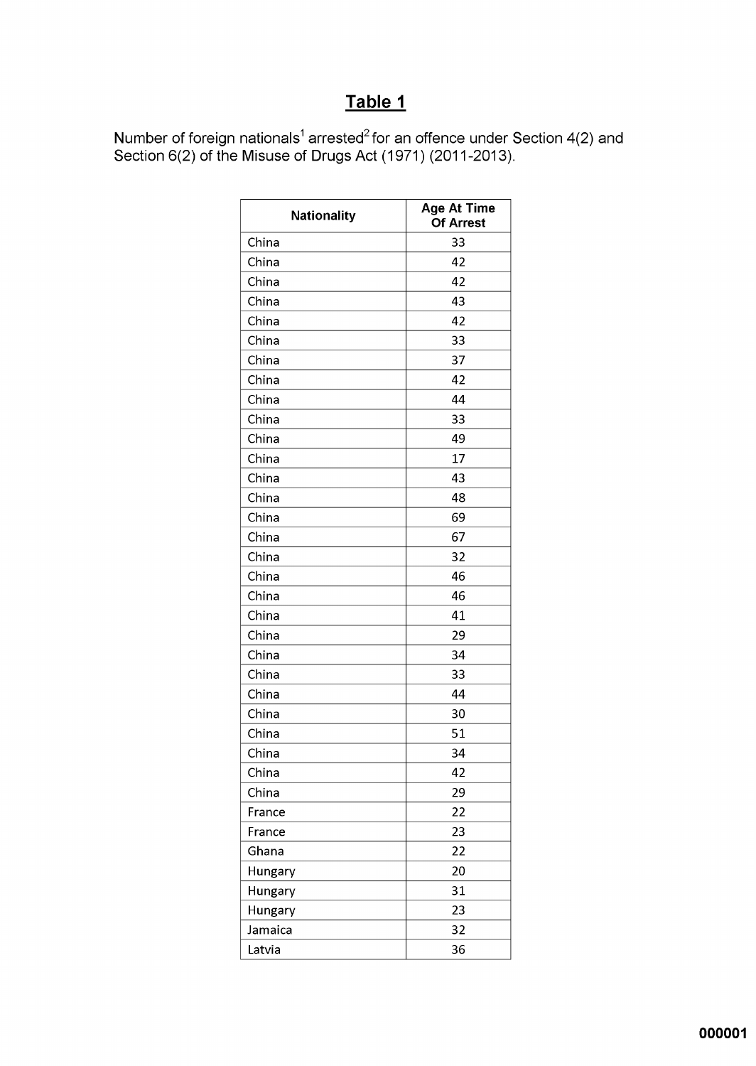## Table 1

Number of foreign nationals[1] arrested[2] for an offence under Section 4(2) and Section 6(2) of the Misuse of Drugs Act (1971) (2011-2013).

| Nationality | Age At Time Of Arrest |
|---|---|
| China | 33 |
| China | 42 |
| China | 42 |
| China | 43 |
| China | 42 |
| China | 33 |
| China | 37 |
| China | 42 |
| China | 44 |
| China | 33 |
| China | 49 |
| China | 17 |
| China | 43 |
| China | 48 |
| China | 69 |
| China | 67 |
| China | 32 |
| China | 46 |
| China | 46 |
| China | 41 |
| China | 29 |
| China | 34 |
| China | 33 |
| China | 44 |
| China | 30 |
| China | 51 |
| China | 34 |
| China | 42 |
| China | 29 |
| France | 22 |
| France | 23 |
| Ghana | 22 |
| Hungary | 20 |
| Hungary | 31 |
| Hungary | 23 |
| Jamaica | 32 |
| Latvia | 36 |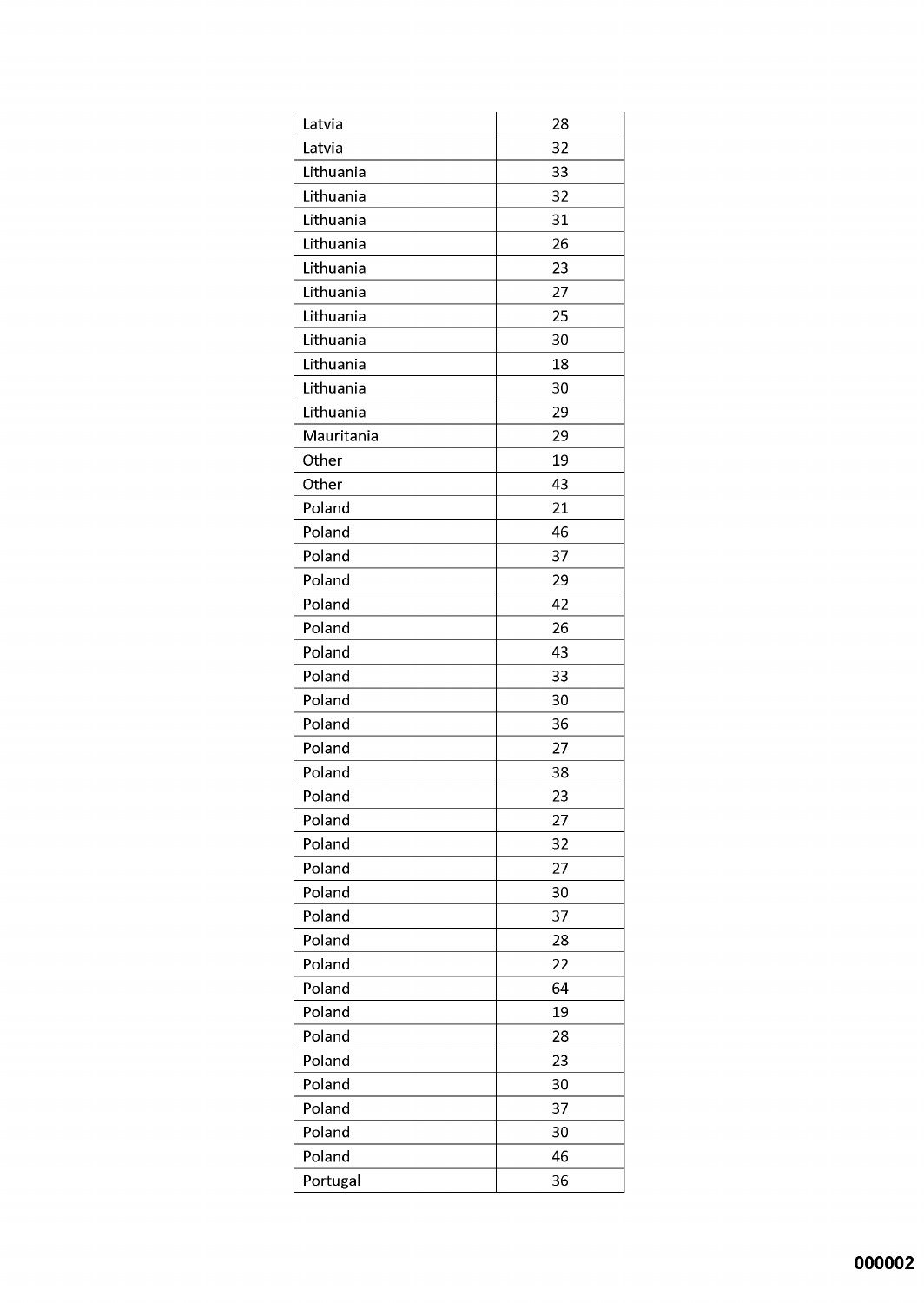| Latvia | 28 |
|---|---|
| Latvia | 32 |
| Lithuania | 33 |
| Lithuania | 32 |
| Lithuania | 31 |
| Lithuania | 26 |
| Lithuania | 23 |
| Lithuania | 27 |
| Lithuania | 25 |
| Lithuania | 30 |
| Lithuania | 18 |
| Lithuania | 30 |
| Lithuania | 29 |
| Mauritania | 29 |
| Other | 19 |
| Other | 43 |
| Poland | 21 |
| Poland | 46 |
| Poland | 37 |
| Poland | 29 |
| Poland | 42 |
| Poland | 26 |
| Poland | 43 |
| Poland | 33 |
| Poland | 30 |
| Poland | 36 |
| Poland | 27 |
| Poland | 38 |
| Poland | 23 |
| Poland | 27 |
| Poland | 32 |
| Poland | 27 |
| Poland | 30 |
| Poland | 37 |
| Poland | 28 |
| Poland | 22 |
| Poland | 64 |
| Poland | 19 |
| Poland | 28 |
| Poland | 23 |
| Poland | 30 |
| Poland | 37 |
| Poland | 30 |
| Poland | 46 |
| Portugal | 36 |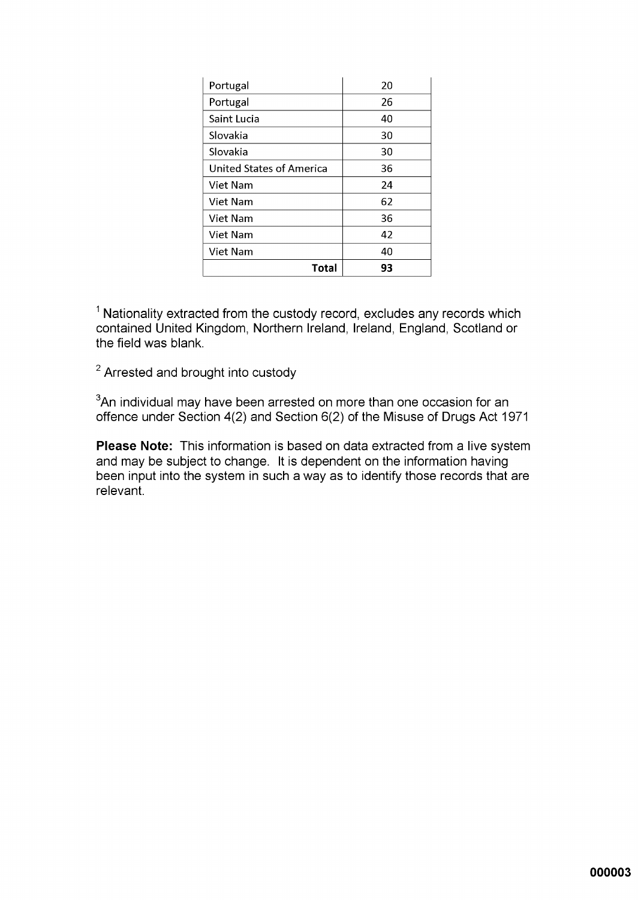| | |
|---|---|
| Portugal | 20 |
| Portugal | 26 |
| Saint Lucia | 40 |
| Slovakia | 30 |
| Slovakia | 30 |
| United States of America | 36 |
| Viet Nam | 24 |
| Viet Nam | 62 |
| Viet Nam | 36 |
| Viet Nam | 42 |
| Viet Nam | 40 |
| **Total** | **93** |

[1] Nationality extracted from the custody record, excludes any records which contained United Kingdom, Northern Ireland, Ireland, England, Scotland or the field was blank.

[2] Arrested and brought into custody

[3] An individual may have been arrested on more than one occasion for an offence under Section 4(2) and Section 6(2) of the Misuse of Drugs Act 1971

**Please Note:** This information is based on data extracted from a live system and may be subject to change. It is dependent on the information having been input into the system in such a way as to identify those records that are relevant.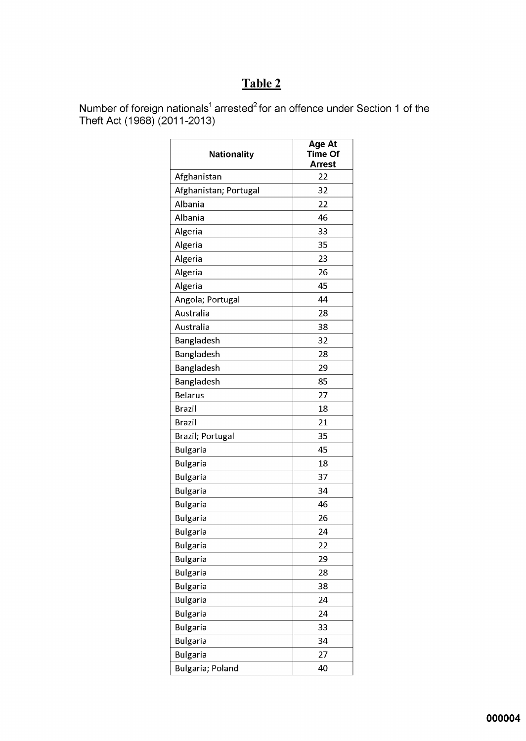# Table 2

Number of foreign nationals[1] arrested[2] for an offence under Section 1 of the Theft Act (1968) (2011-2013)

| Nationality | Age At Time Of Arrest |
|---|---|
| Afghanistan | 22 |
| Afghanistan; Portugal | 32 |
| Albania | 22 |
| Albania | 46 |
| Algeria | 33 |
| Algeria | 35 |
| Algeria | 23 |
| Algeria | 26 |
| Algeria | 45 |
| Angola; Portugal | 44 |
| Australia | 28 |
| Australia | 38 |
| Bangladesh | 32 |
| Bangladesh | 28 |
| Bangladesh | 29 |
| Bangladesh | 85 |
| Belarus | 27 |
| Brazil | 18 |
| Brazil | 21 |
| Brazil; Portugal | 35 |
| Bulgaria | 45 |
| Bulgaria | 18 |
| Bulgaria | 37 |
| Bulgaria | 34 |
| Bulgaria | 46 |
| Bulgaria | 26 |
| Bulgaria | 24 |
| Bulgaria | 22 |
| Bulgaria | 29 |
| Bulgaria | 28 |
| Bulgaria | 38 |
| Bulgaria | 24 |
| Bulgaria | 24 |
| Bulgaria | 33 |
| Bulgaria | 34 |
| Bulgaria | 27 |
| Bulgaria; Poland | 40 |

000004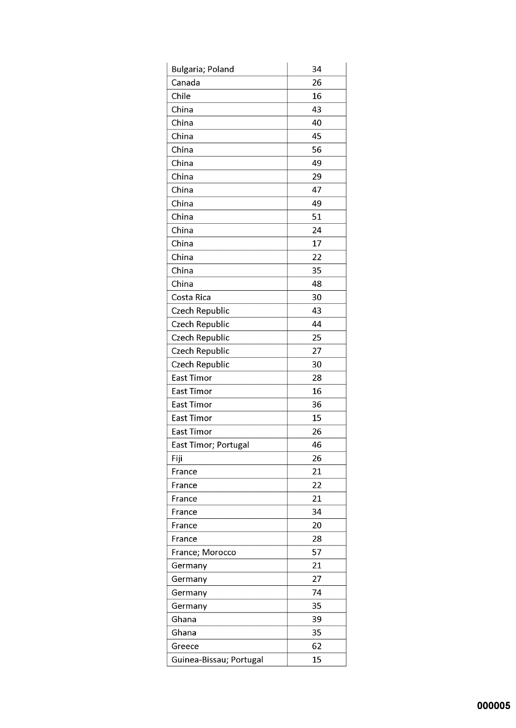| | |
|---|---|
| Bulgaria; Poland | 34 |
| Canada | 26 |
| Chile | 16 |
| China | 43 |
| China | 40 |
| China | 45 |
| China | 56 |
| China | 49 |
| China | 29 |
| China | 47 |
| China | 49 |
| China | 51 |
| China | 24 |
| China | 17 |
| China | 22 |
| China | 35 |
| China | 48 |
| Costa Rica | 30 |
| Czech Republic | 43 |
| Czech Republic | 44 |
| Czech Republic | 25 |
| Czech Republic | 27 |
| Czech Republic | 30 |
| East Timor | 28 |
| East Timor | 16 |
| East Timor | 36 |
| East Timor | 15 |
| East Timor | 26 |
| East Timor; Portugal | 46 |
| Fiji | 26 |
| France | 21 |
| France | 22 |
| France | 21 |
| France | 34 |
| France | 20 |
| France | 28 |
| France; Morocco | 57 |
| Germany | 21 |
| Germany | 27 |
| Germany | 74 |
| Germany | 35 |
| Ghana | 39 |
| Ghana | 35 |
| Greece | 62 |
| Guinea-Bissau; Portugal | 15 |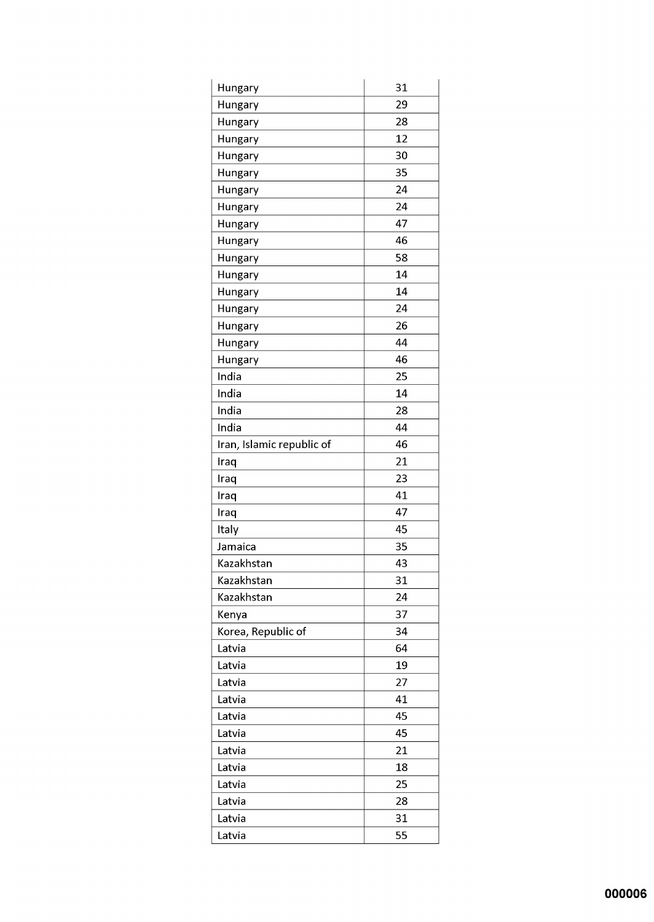| | |
|---|---|
| Hungary | 31 |
| Hungary | 29 |
| Hungary | 28 |
| Hungary | 12 |
| Hungary | 30 |
| Hungary | 35 |
| Hungary | 24 |
| Hungary | 24 |
| Hungary | 47 |
| Hungary | 46 |
| Hungary | 58 |
| Hungary | 14 |
| Hungary | 14 |
| Hungary | 24 |
| Hungary | 26 |
| Hungary | 44 |
| Hungary | 46 |
| India | 25 |
| India | 14 |
| India | 28 |
| India | 44 |
| Iran, Islamic republic of | 46 |
| Iraq | 21 |
| Iraq | 23 |
| Iraq | 41 |
| Iraq | 47 |
| Italy | 45 |
| Jamaica | 35 |
| Kazakhstan | 43 |
| Kazakhstan | 31 |
| Kazakhstan | 24 |
| Kenya | 37 |
| Korea, Republic of | 34 |
| Latvia | 64 |
| Latvia | 19 |
| Latvia | 27 |
| Latvia | 41 |
| Latvia | 45 |
| Latvia | 45 |
| Latvia | 21 |
| Latvia | 18 |
| Latvia | 25 |
| Latvia | 28 |
| Latvia | 31 |
| Latvia | 55 |

000006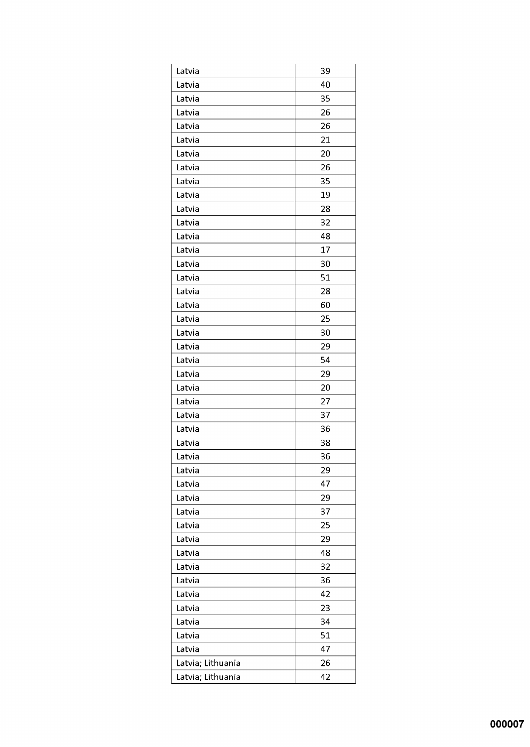| Latvia | 39 |
|---|---|
| Latvia | 40 |
| Latvia | 35 |
| Latvia | 26 |
| Latvia | 26 |
| Latvia | 21 |
| Latvia | 20 |
| Latvia | 26 |
| Latvia | 35 |
| Latvia | 19 |
| Latvia | 28 |
| Latvia | 32 |
| Latvia | 48 |
| Latvia | 17 |
| Latvia | 30 |
| Latvia | 51 |
| Latvia | 28 |
| Latvia | 60 |
| Latvia | 25 |
| Latvia | 30 |
| Latvia | 29 |
| Latvia | 54 |
| Latvia | 29 |
| Latvia | 20 |
| Latvia | 27 |
| Latvia | 37 |
| Latvia | 36 |
| Latvia | 38 |
| Latvia | 36 |
| Latvia | 29 |
| Latvia | 47 |
| Latvia | 29 |
| Latvia | 37 |
| Latvia | 25 |
| Latvia | 29 |
| Latvia | 48 |
| Latvia | 32 |
| Latvia | 36 |
| Latvia | 42 |
| Latvia | 23 |
| Latvia | 34 |
| Latvia | 51 |
| Latvia | 47 |
| Latvia; Lithuania | 26 |
| Latvia; Lithuania | 42 |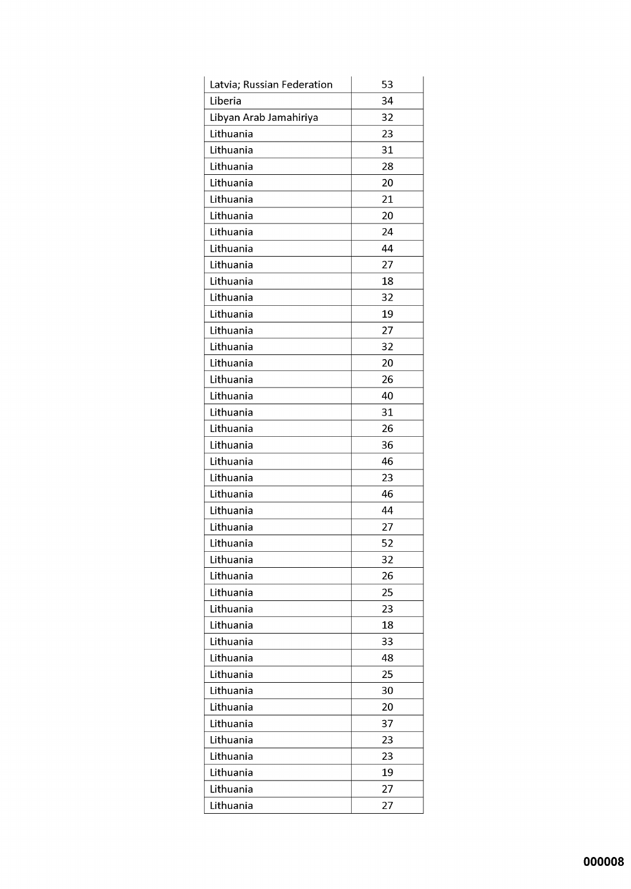| Latvia; Russian Federation | 53 |
|---|---|
| Liberia | 34 |
| Libyan Arab Jamahiriya | 32 |
| Lithuania | 23 |
| Lithuania | 31 |
| Lithuania | 28 |
| Lithuania | 20 |
| Lithuania | 21 |
| Lithuania | 20 |
| Lithuania | 24 |
| Lithuania | 44 |
| Lithuania | 27 |
| Lithuania | 18 |
| Lithuania | 32 |
| Lithuania | 19 |
| Lithuania | 27 |
| Lithuania | 32 |
| Lithuania | 20 |
| Lithuania | 26 |
| Lithuania | 40 |
| Lithuania | 31 |
| Lithuania | 26 |
| Lithuania | 36 |
| Lithuania | 46 |
| Lithuania | 23 |
| Lithuania | 46 |
| Lithuania | 44 |
| Lithuania | 27 |
| Lithuania | 52 |
| Lithuania | 32 |
| Lithuania | 26 |
| Lithuania | 25 |
| Lithuania | 23 |
| Lithuania | 18 |
| Lithuania | 33 |
| Lithuania | 48 |
| Lithuania | 25 |
| Lithuania | 30 |
| Lithuania | 20 |
| Lithuania | 37 |
| Lithuania | 23 |
| Lithuania | 23 |
| Lithuania | 19 |
| Lithuania | 27 |
| Lithuania | 27 |

000008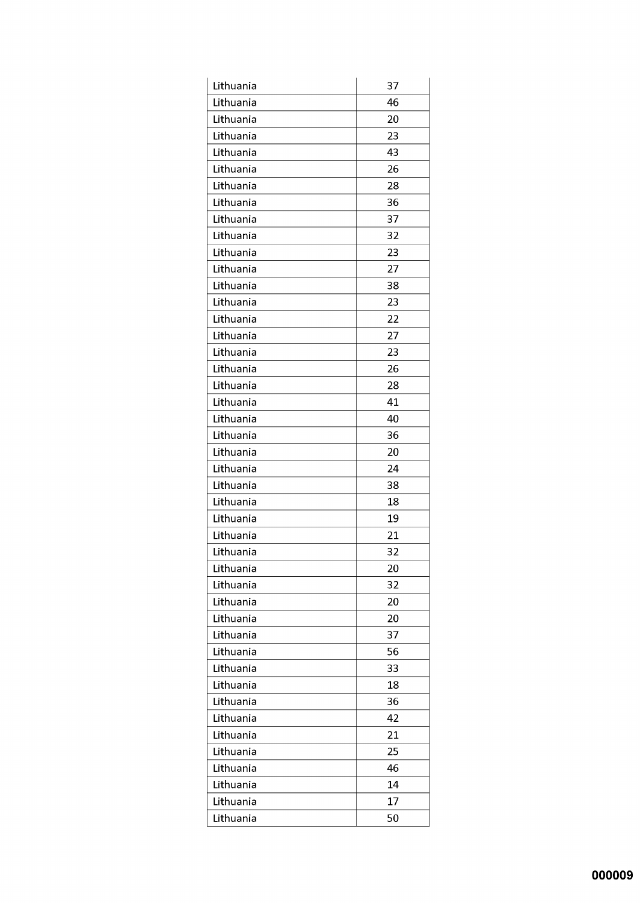| | |
|---|---|
| Lithuania | 37 |
| Lithuania | 46 |
| Lithuania | 20 |
| Lithuania | 23 |
| Lithuania | 43 |
| Lithuania | 26 |
| Lithuania | 28 |
| Lithuania | 36 |
| Lithuania | 37 |
| Lithuania | 32 |
| Lithuania | 23 |
| Lithuania | 27 |
| Lithuania | 38 |
| Lithuania | 23 |
| Lithuania | 22 |
| Lithuania | 27 |
| Lithuania | 23 |
| Lithuania | 26 |
| Lithuania | 28 |
| Lithuania | 41 |
| Lithuania | 40 |
| Lithuania | 36 |
| Lithuania | 20 |
| Lithuania | 24 |
| Lithuania | 38 |
| Lithuania | 18 |
| Lithuania | 19 |
| Lithuania | 21 |
| Lithuania | 32 |
| Lithuania | 20 |
| Lithuania | 32 |
| Lithuania | 20 |
| Lithuania | 20 |
| Lithuania | 37 |
| Lithuania | 56 |
| Lithuania | 33 |
| Lithuania | 18 |
| Lithuania | 36 |
| Lithuania | 42 |
| Lithuania | 21 |
| Lithuania | 25 |
| Lithuania | 46 |
| Lithuania | 14 |
| Lithuania | 17 |
| Lithuania | 50 |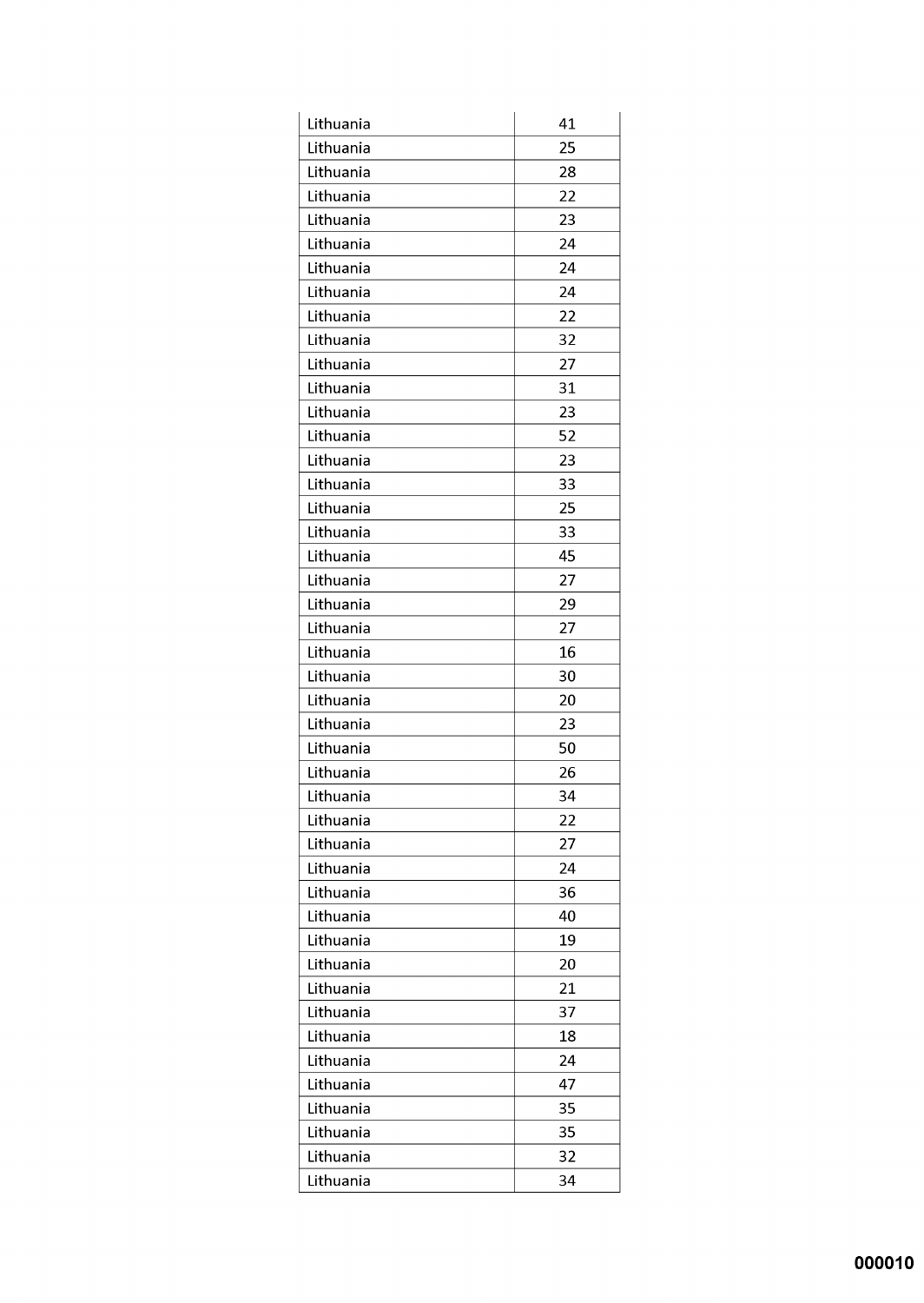| | |
|---|---|
| Lithuania | 41 |
| Lithuania | 25 |
| Lithuania | 28 |
| Lithuania | 22 |
| Lithuania | 23 |
| Lithuania | 24 |
| Lithuania | 24 |
| Lithuania | 24 |
| Lithuania | 22 |
| Lithuania | 32 |
| Lithuania | 27 |
| Lithuania | 31 |
| Lithuania | 23 |
| Lithuania | 52 |
| Lithuania | 23 |
| Lithuania | 33 |
| Lithuania | 25 |
| Lithuania | 33 |
| Lithuania | 45 |
| Lithuania | 27 |
| Lithuania | 29 |
| Lithuania | 27 |
| Lithuania | 16 |
| Lithuania | 30 |
| Lithuania | 20 |
| Lithuania | 23 |
| Lithuania | 50 |
| Lithuania | 26 |
| Lithuania | 34 |
| Lithuania | 22 |
| Lithuania | 27 |
| Lithuania | 24 |
| Lithuania | 36 |
| Lithuania | 40 |
| Lithuania | 19 |
| Lithuania | 20 |
| Lithuania | 21 |
| Lithuania | 37 |
| Lithuania | 18 |
| Lithuania | 24 |
| Lithuania | 47 |
| Lithuania | 35 |
| Lithuania | 35 |
| Lithuania | 32 |
| Lithuania | 34 |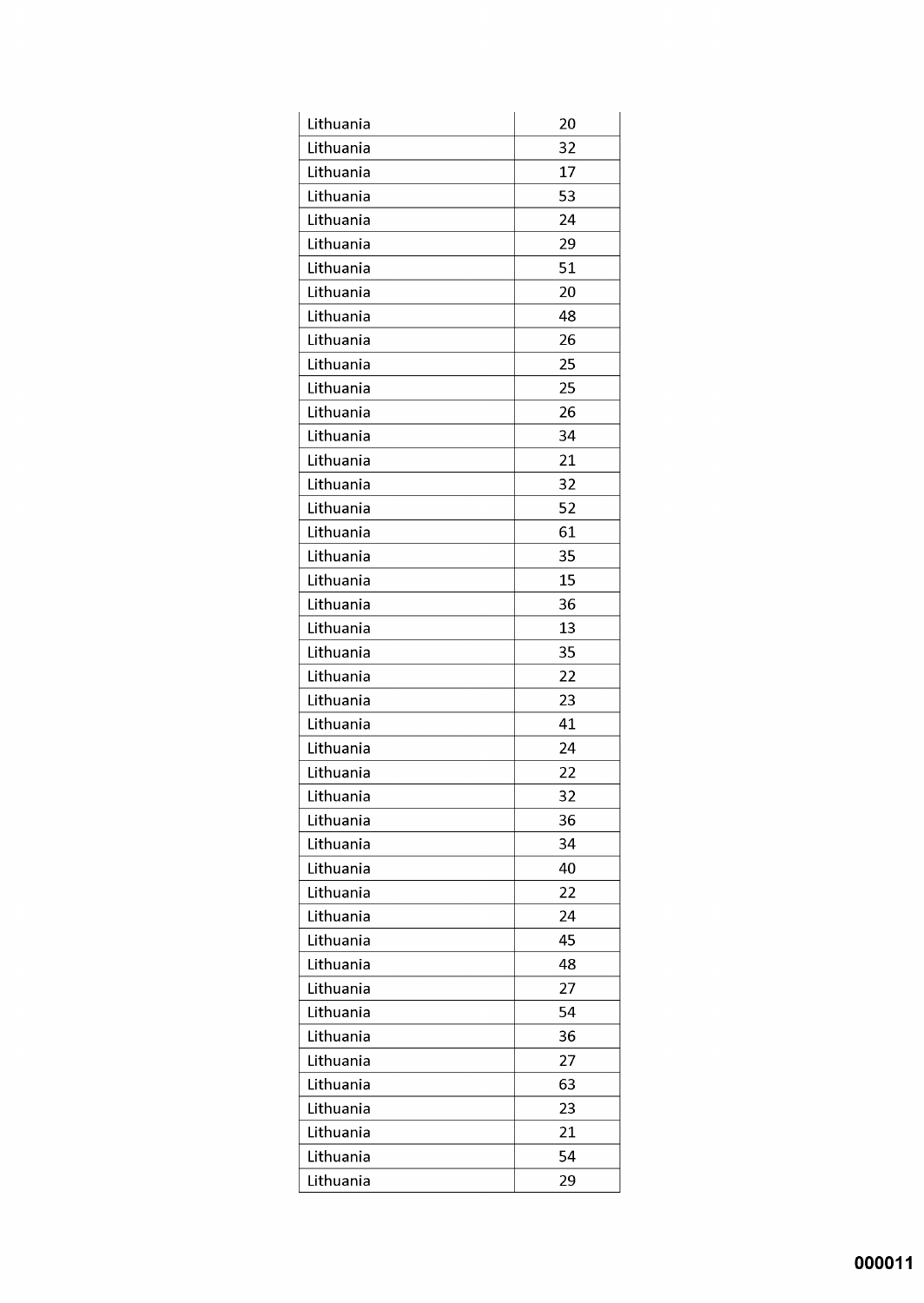| Lithuania | 20 |
|---|---|
| Lithuania | 32 |
| Lithuania | 17 |
| Lithuania | 53 |
| Lithuania | 24 |
| Lithuania | 29 |
| Lithuania | 51 |
| Lithuania | 20 |
| Lithuania | 48 |
| Lithuania | 26 |
| Lithuania | 25 |
| Lithuania | 25 |
| Lithuania | 26 |
| Lithuania | 34 |
| Lithuania | 21 |
| Lithuania | 32 |
| Lithuania | 52 |
| Lithuania | 61 |
| Lithuania | 35 |
| Lithuania | 15 |
| Lithuania | 36 |
| Lithuania | 13 |
| Lithuania | 35 |
| Lithuania | 22 |
| Lithuania | 23 |
| Lithuania | 41 |
| Lithuania | 24 |
| Lithuania | 22 |
| Lithuania | 32 |
| Lithuania | 36 |
| Lithuania | 34 |
| Lithuania | 40 |
| Lithuania | 22 |
| Lithuania | 24 |
| Lithuania | 45 |
| Lithuania | 48 |
| Lithuania | 27 |
| Lithuania | 54 |
| Lithuania | 36 |
| Lithuania | 27 |
| Lithuania | 63 |
| Lithuania | 23 |
| Lithuania | 21 |
| Lithuania | 54 |
| Lithuania | 29 |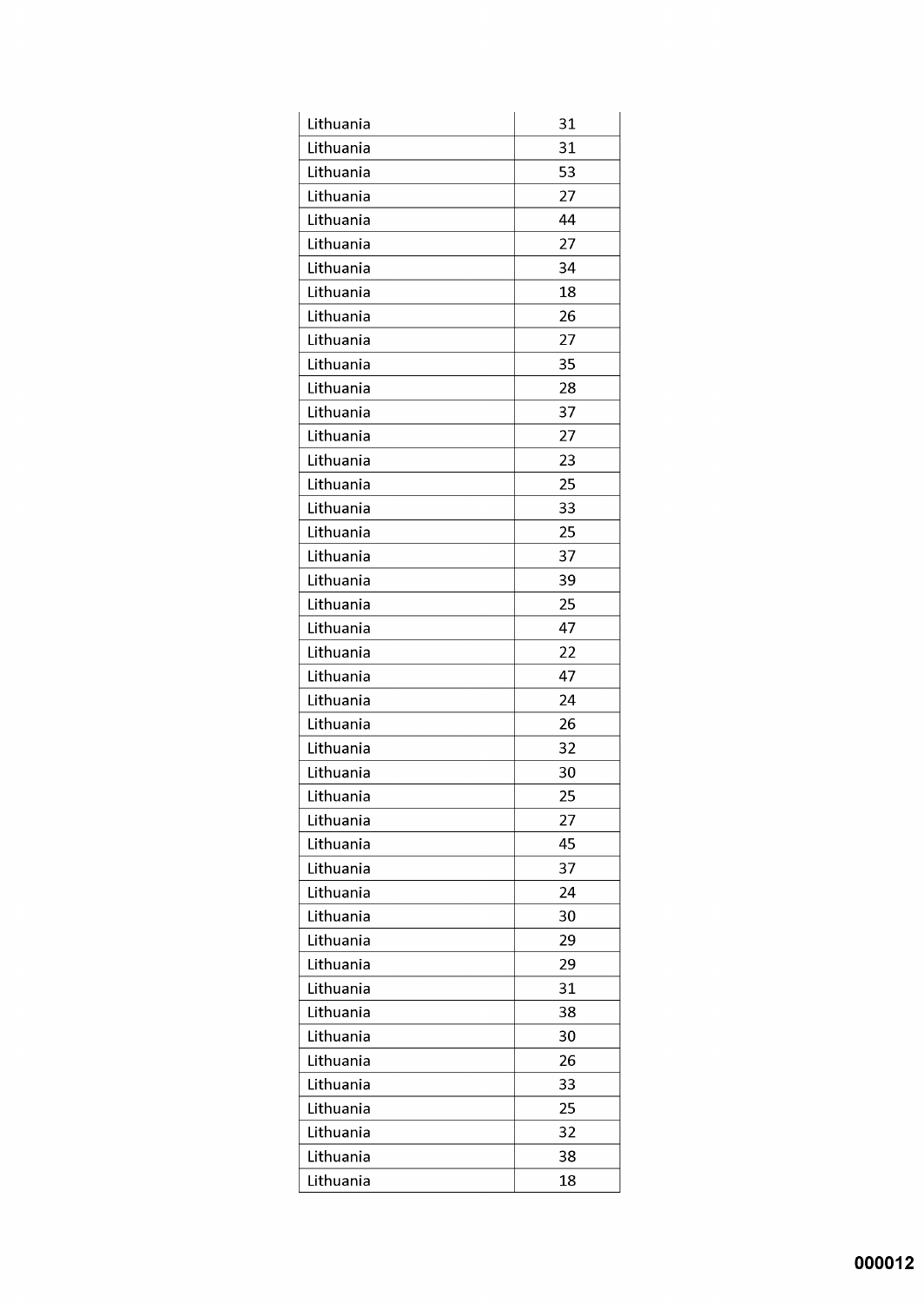| Lithuania | 31 |
|---|---|
| Lithuania | 31 |
| Lithuania | 53 |
| Lithuania | 27 |
| Lithuania | 44 |
| Lithuania | 27 |
| Lithuania | 34 |
| Lithuania | 18 |
| Lithuania | 26 |
| Lithuania | 27 |
| Lithuania | 35 |
| Lithuania | 28 |
| Lithuania | 37 |
| Lithuania | 27 |
| Lithuania | 23 |
| Lithuania | 25 |
| Lithuania | 33 |
| Lithuania | 25 |
| Lithuania | 37 |
| Lithuania | 39 |
| Lithuania | 25 |
| Lithuania | 47 |
| Lithuania | 22 |
| Lithuania | 47 |
| Lithuania | 24 |
| Lithuania | 26 |
| Lithuania | 32 |
| Lithuania | 30 |
| Lithuania | 25 |
| Lithuania | 27 |
| Lithuania | 45 |
| Lithuania | 37 |
| Lithuania | 24 |
| Lithuania | 30 |
| Lithuania | 29 |
| Lithuania | 29 |
| Lithuania | 31 |
| Lithuania | 38 |
| Lithuania | 30 |
| Lithuania | 26 |
| Lithuania | 33 |
| Lithuania | 25 |
| Lithuania | 32 |
| Lithuania | 38 |
| Lithuania | 18 |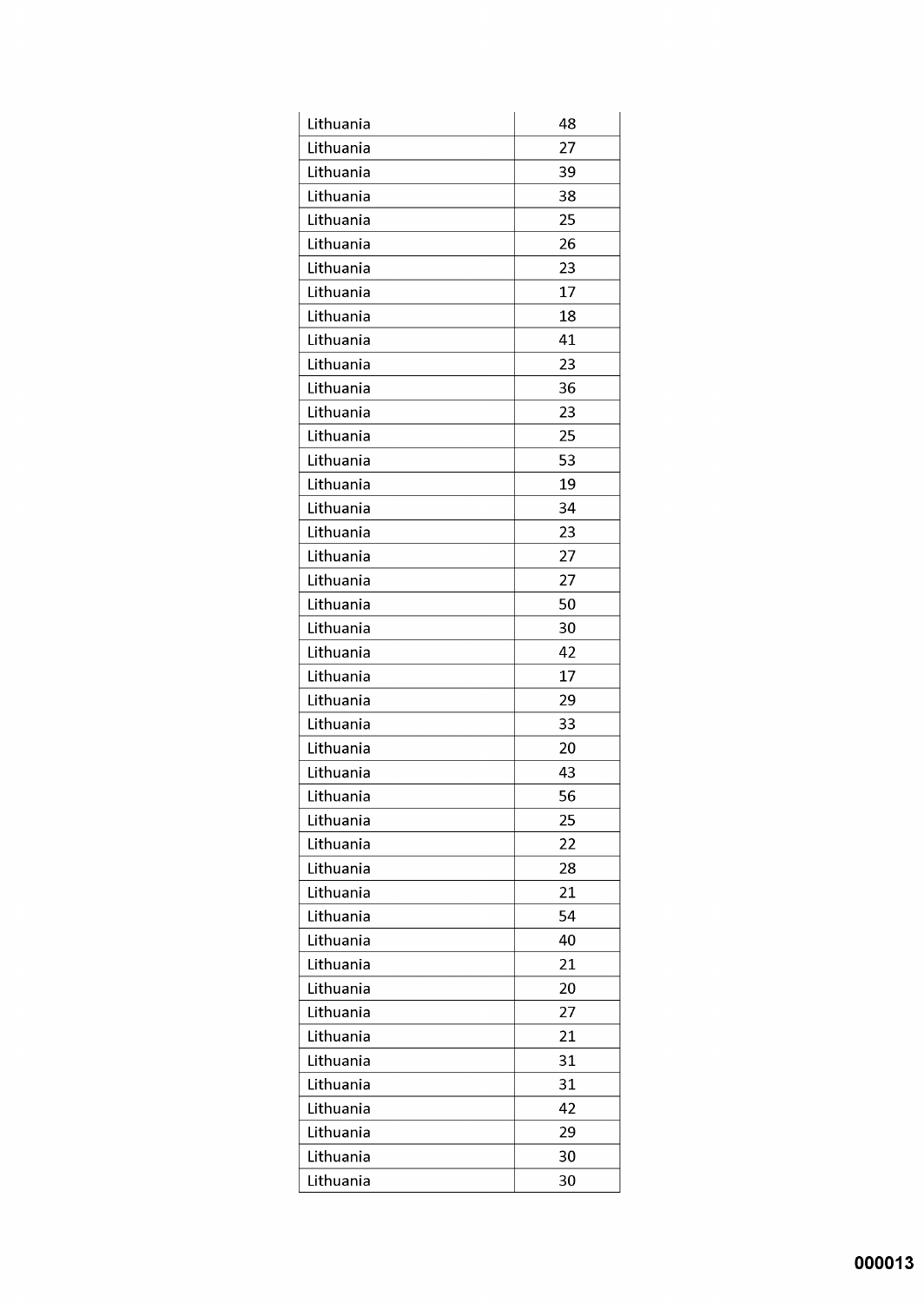| Lithuania | 48 |
|---|---|
| Lithuania | 27 |
| Lithuania | 39 |
| Lithuania | 38 |
| Lithuania | 25 |
| Lithuania | 26 |
| Lithuania | 23 |
| Lithuania | 17 |
| Lithuania | 18 |
| Lithuania | 41 |
| Lithuania | 23 |
| Lithuania | 36 |
| Lithuania | 23 |
| Lithuania | 25 |
| Lithuania | 53 |
| Lithuania | 19 |
| Lithuania | 34 |
| Lithuania | 23 |
| Lithuania | 27 |
| Lithuania | 27 |
| Lithuania | 50 |
| Lithuania | 30 |
| Lithuania | 42 |
| Lithuania | 17 |
| Lithuania | 29 |
| Lithuania | 33 |
| Lithuania | 20 |
| Lithuania | 43 |
| Lithuania | 56 |
| Lithuania | 25 |
| Lithuania | 22 |
| Lithuania | 28 |
| Lithuania | 21 |
| Lithuania | 54 |
| Lithuania | 40 |
| Lithuania | 21 |
| Lithuania | 20 |
| Lithuania | 27 |
| Lithuania | 21 |
| Lithuania | 31 |
| Lithuania | 31 |
| Lithuania | 42 |
| Lithuania | 29 |
| Lithuania | 30 |
| Lithuania | 30 |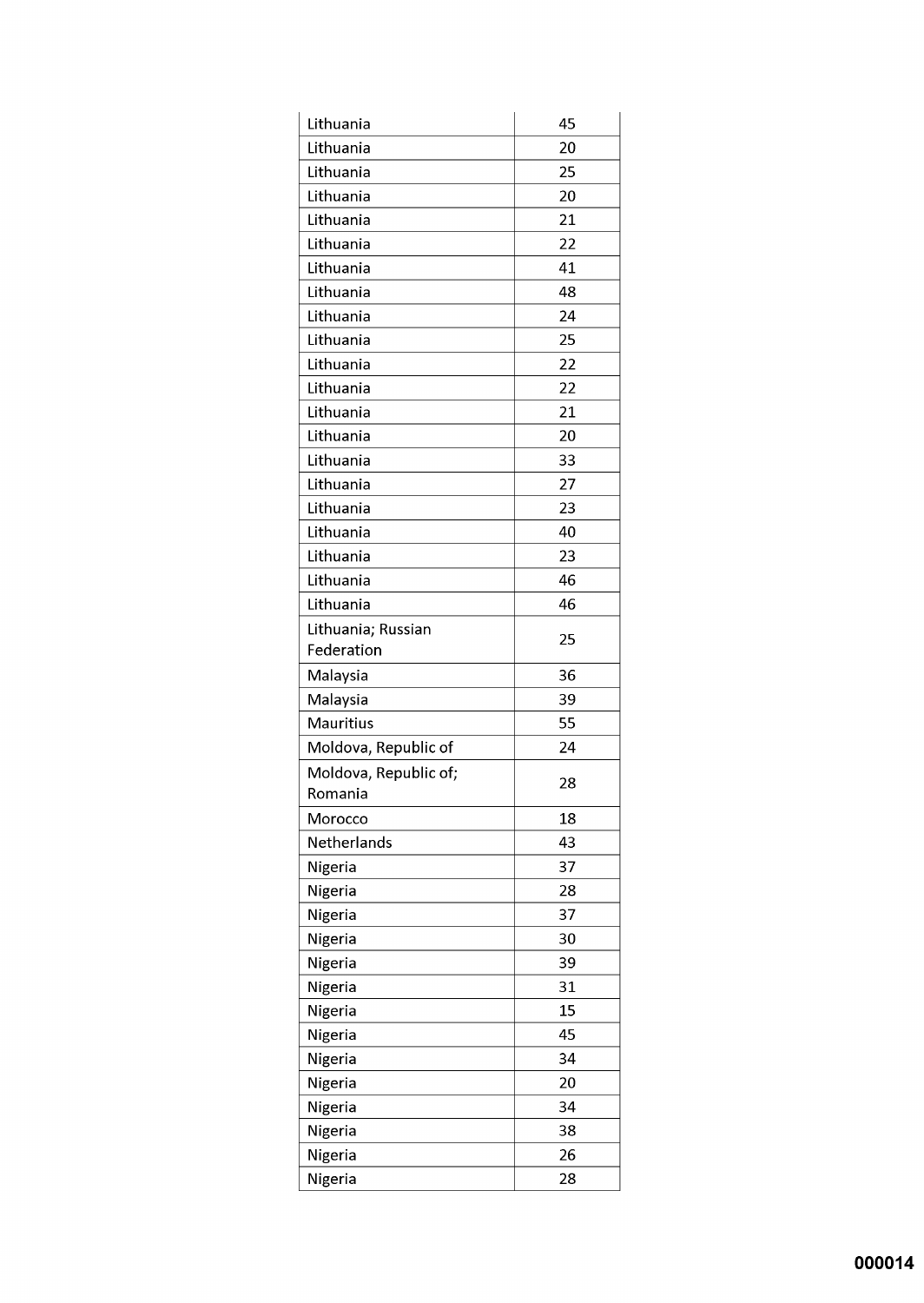| | |
|---|---|
| Lithuania | 45 |
| Lithuania | 20 |
| Lithuania | 25 |
| Lithuania | 20 |
| Lithuania | 21 |
| Lithuania | 22 |
| Lithuania | 41 |
| Lithuania | 48 |
| Lithuania | 24 |
| Lithuania | 25 |
| Lithuania | 22 |
| Lithuania | 22 |
| Lithuania | 21 |
| Lithuania | 20 |
| Lithuania | 33 |
| Lithuania | 27 |
| Lithuania | 23 |
| Lithuania | 40 |
| Lithuania | 23 |
| Lithuania | 46 |
| Lithuania | 46 |
| Lithuania; Russian Federation | 25 |
| Malaysia | 36 |
| Malaysia | 39 |
| Mauritius | 55 |
| Moldova, Republic of | 24 |
| Moldova, Republic of; Romania | 28 |
| Morocco | 18 |
| Netherlands | 43 |
| Nigeria | 37 |
| Nigeria | 28 |
| Nigeria | 37 |
| Nigeria | 30 |
| Nigeria | 39 |
| Nigeria | 31 |
| Nigeria | 15 |
| Nigeria | 45 |
| Nigeria | 34 |
| Nigeria | 20 |
| Nigeria | 34 |
| Nigeria | 38 |
| Nigeria | 26 |
| Nigeria | 28 |

000014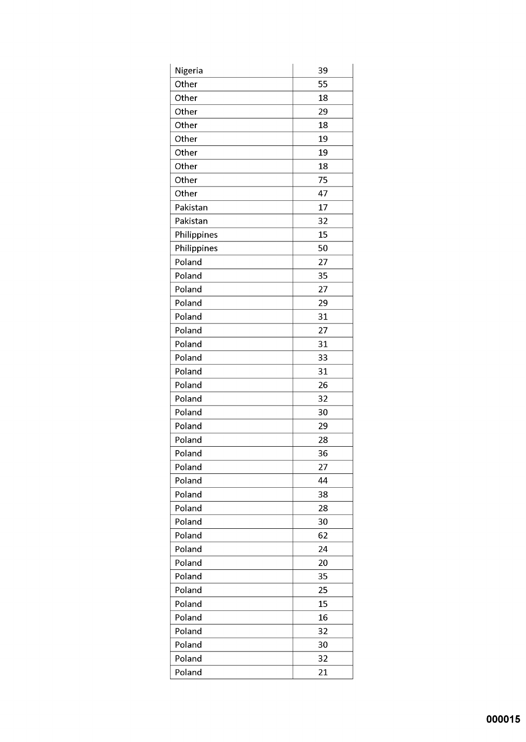| Nigeria | 39 |
|---|---|
| Other | 55 |
| Other | 18 |
| Other | 29 |
| Other | 18 |
| Other | 19 |
| Other | 19 |
| Other | 18 |
| Other | 75 |
| Other | 47 |
| Pakistan | 17 |
| Pakistan | 32 |
| Philippines | 15 |
| Philippines | 50 |
| Poland | 27 |
| Poland | 35 |
| Poland | 27 |
| Poland | 29 |
| Poland | 31 |
| Poland | 27 |
| Poland | 31 |
| Poland | 33 |
| Poland | 31 |
| Poland | 26 |
| Poland | 32 |
| Poland | 30 |
| Poland | 29 |
| Poland | 28 |
| Poland | 36 |
| Poland | 27 |
| Poland | 44 |
| Poland | 38 |
| Poland | 28 |
| Poland | 30 |
| Poland | 62 |
| Poland | 24 |
| Poland | 20 |
| Poland | 35 |
| Poland | 25 |
| Poland | 15 |
| Poland | 16 |
| Poland | 32 |
| Poland | 30 |
| Poland | 32 |
| Poland | 21 |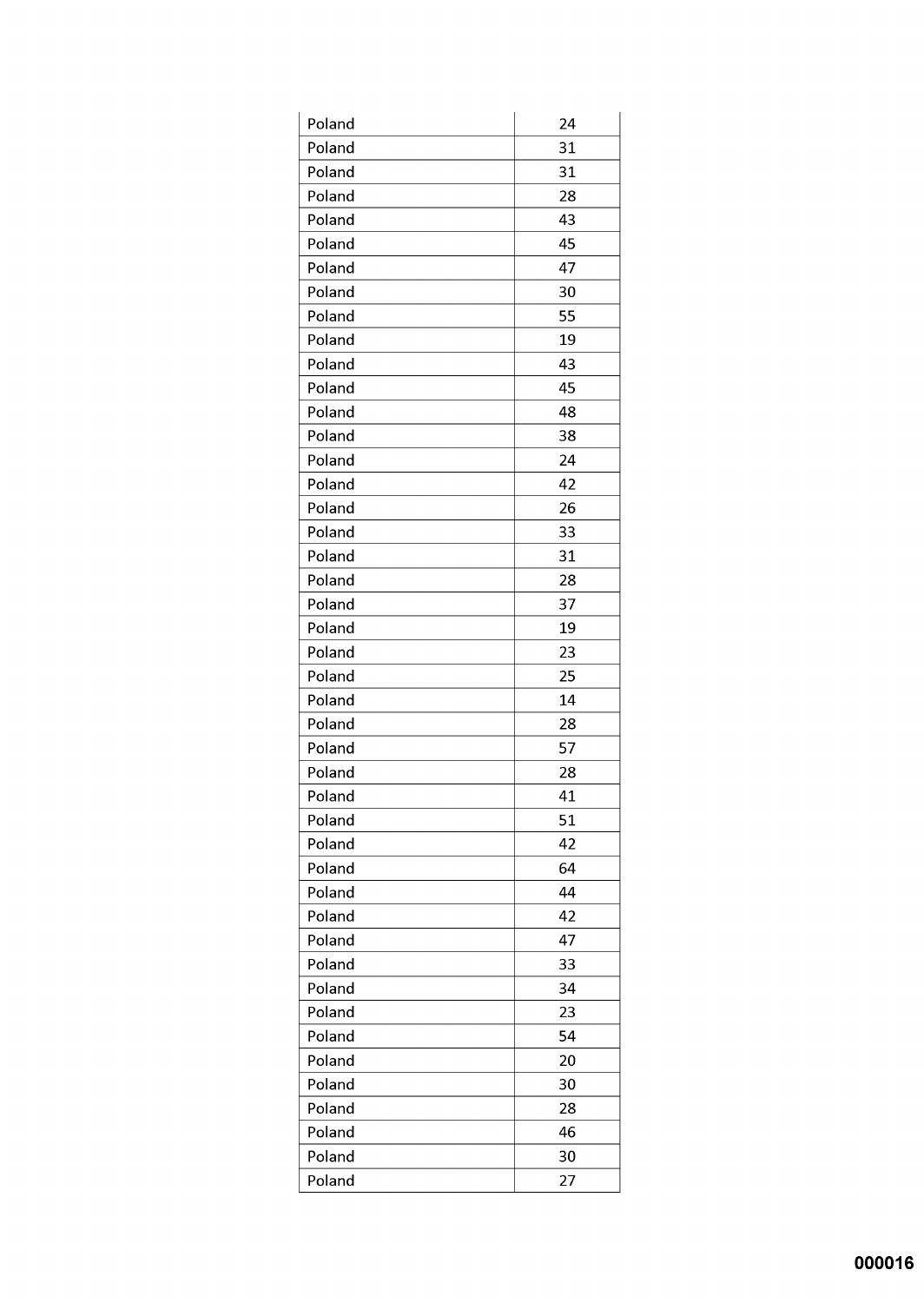| | |
|---|---|
| Poland | 24 |
| Poland | 31 |
| Poland | 31 |
| Poland | 28 |
| Poland | 43 |
| Poland | 45 |
| Poland | 47 |
| Poland | 30 |
| Poland | 55 |
| Poland | 19 |
| Poland | 43 |
| Poland | 45 |
| Poland | 48 |
| Poland | 38 |
| Poland | 24 |
| Poland | 42 |
| Poland | 26 |
| Poland | 33 |
| Poland | 31 |
| Poland | 28 |
| Poland | 37 |
| Poland | 19 |
| Poland | 23 |
| Poland | 25 |
| Poland | 14 |
| Poland | 28 |
| Poland | 57 |
| Poland | 28 |
| Poland | 41 |
| Poland | 51 |
| Poland | 42 |
| Poland | 64 |
| Poland | 44 |
| Poland | 42 |
| Poland | 47 |
| Poland | 33 |
| Poland | 34 |
| Poland | 23 |
| Poland | 54 |
| Poland | 20 |
| Poland | 30 |
| Poland | 28 |
| Poland | 46 |
| Poland | 30 |
| Poland | 27 |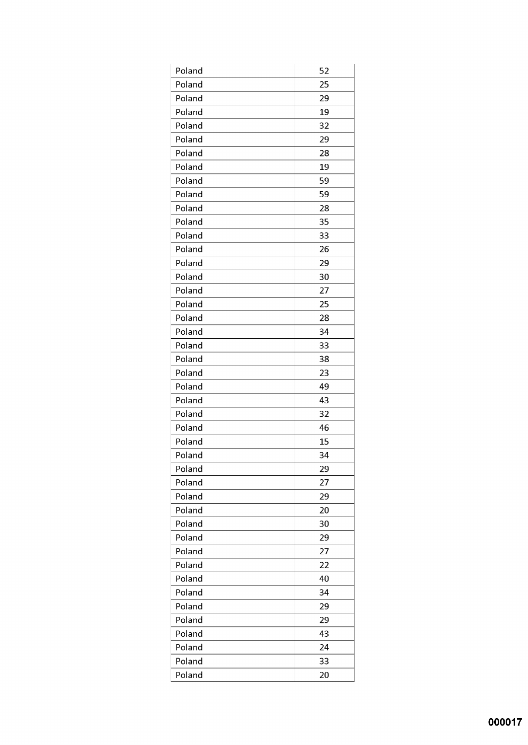| | |
|---|---|
| Poland | 52 |
| Poland | 25 |
| Poland | 29 |
| Poland | 19 |
| Poland | 32 |
| Poland | 29 |
| Poland | 28 |
| Poland | 19 |
| Poland | 59 |
| Poland | 59 |
| Poland | 28 |
| Poland | 35 |
| Poland | 33 |
| Poland | 26 |
| Poland | 29 |
| Poland | 30 |
| Poland | 27 |
| Poland | 25 |
| Poland | 28 |
| Poland | 34 |
| Poland | 33 |
| Poland | 38 |
| Poland | 23 |
| Poland | 49 |
| Poland | 43 |
| Poland | 32 |
| Poland | 46 |
| Poland | 15 |
| Poland | 34 |
| Poland | 29 |
| Poland | 27 |
| Poland | 29 |
| Poland | 20 |
| Poland | 30 |
| Poland | 29 |
| Poland | 27 |
| Poland | 22 |
| Poland | 40 |
| Poland | 34 |
| Poland | 29 |
| Poland | 29 |
| Poland | 43 |
| Poland | 24 |
| Poland | 33 |
| Poland | 20 |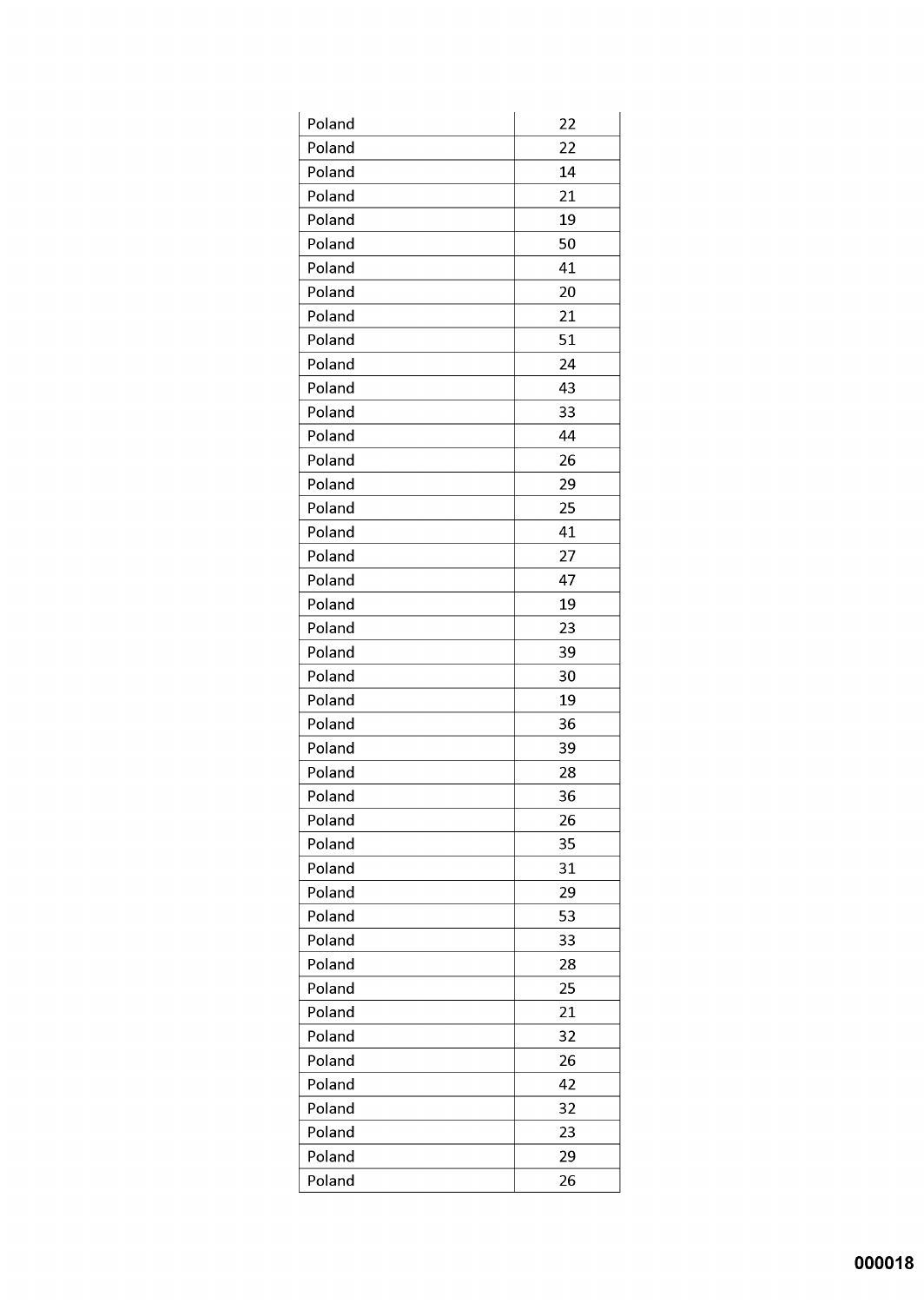| Poland | 22 |
|---|---|
| Poland | 22 |
| Poland | 14 |
| Poland | 21 |
| Poland | 19 |
| Poland | 50 |
| Poland | 41 |
| Poland | 20 |
| Poland | 21 |
| Poland | 51 |
| Poland | 24 |
| Poland | 43 |
| Poland | 33 |
| Poland | 44 |
| Poland | 26 |
| Poland | 29 |
| Poland | 25 |
| Poland | 41 |
| Poland | 27 |
| Poland | 47 |
| Poland | 19 |
| Poland | 23 |
| Poland | 39 |
| Poland | 30 |
| Poland | 19 |
| Poland | 36 |
| Poland | 39 |
| Poland | 28 |
| Poland | 36 |
| Poland | 26 |
| Poland | 35 |
| Poland | 31 |
| Poland | 29 |
| Poland | 53 |
| Poland | 33 |
| Poland | 28 |
| Poland | 25 |
| Poland | 21 |
| Poland | 32 |
| Poland | 26 |
| Poland | 42 |
| Poland | 32 |
| Poland | 23 |
| Poland | 29 |
| Poland | 26 |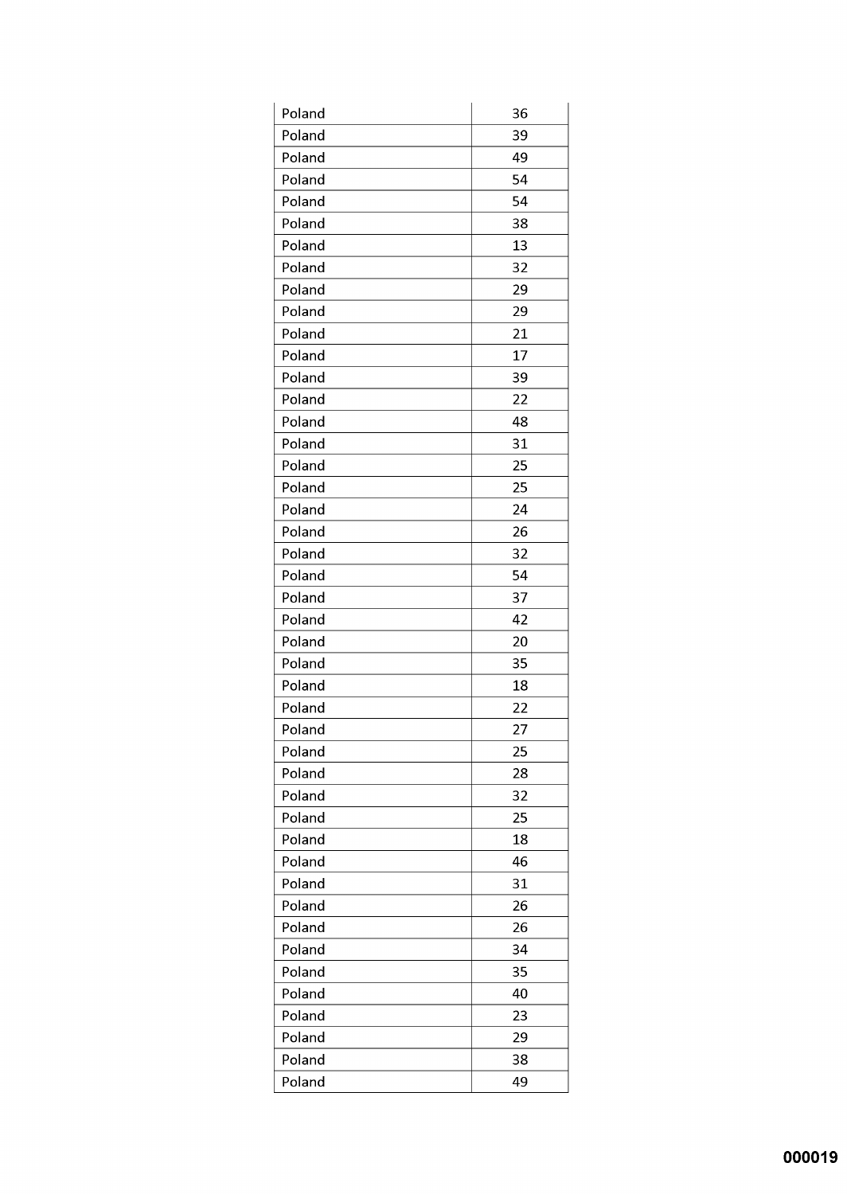| | |
|---|---|
| Poland | 36 |
| Poland | 39 |
| Poland | 49 |
| Poland | 54 |
| Poland | 54 |
| Poland | 38 |
| Poland | 13 |
| Poland | 32 |
| Poland | 29 |
| Poland | 29 |
| Poland | 21 |
| Poland | 17 |
| Poland | 39 |
| Poland | 22 |
| Poland | 48 |
| Poland | 31 |
| Poland | 25 |
| Poland | 25 |
| Poland | 24 |
| Poland | 26 |
| Poland | 32 |
| Poland | 54 |
| Poland | 37 |
| Poland | 42 |
| Poland | 20 |
| Poland | 35 |
| Poland | 18 |
| Poland | 22 |
| Poland | 27 |
| Poland | 25 |
| Poland | 28 |
| Poland | 32 |
| Poland | 25 |
| Poland | 18 |
| Poland | 46 |
| Poland | 31 |
| Poland | 26 |
| Poland | 26 |
| Poland | 34 |
| Poland | 35 |
| Poland | 40 |
| Poland | 23 |
| Poland | 29 |
| Poland | 38 |
| Poland | 49 |

000019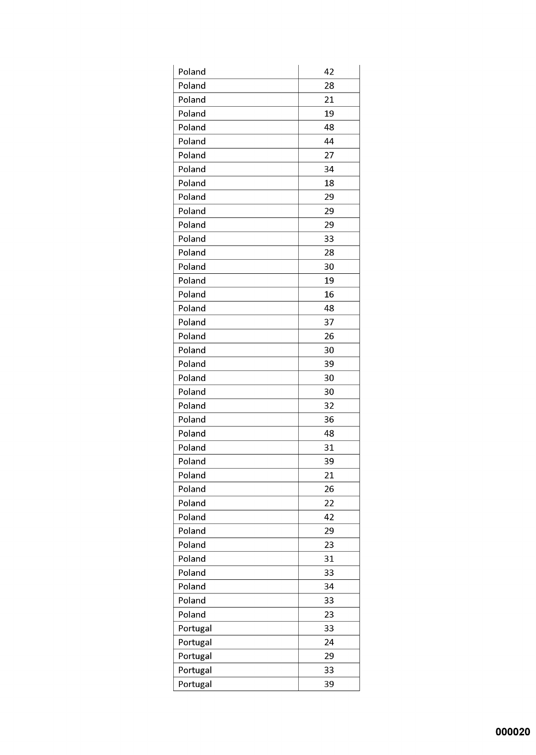| | |
|---|---|
| Poland | 42 |
| Poland | 28 |
| Poland | 21 |
| Poland | 19 |
| Poland | 48 |
| Poland | 44 |
| Poland | 27 |
| Poland | 34 |
| Poland | 18 |
| Poland | 29 |
| Poland | 29 |
| Poland | 29 |
| Poland | 33 |
| Poland | 28 |
| Poland | 30 |
| Poland | 19 |
| Poland | 16 |
| Poland | 48 |
| Poland | 37 |
| Poland | 26 |
| Poland | 30 |
| Poland | 39 |
| Poland | 30 |
| Poland | 30 |
| Poland | 32 |
| Poland | 36 |
| Poland | 48 |
| Poland | 31 |
| Poland | 39 |
| Poland | 21 |
| Poland | 26 |
| Poland | 22 |
| Poland | 42 |
| Poland | 29 |
| Poland | 23 |
| Poland | 31 |
| Poland | 33 |
| Poland | 34 |
| Poland | 33 |
| Poland | 23 |
| Portugal | 33 |
| Portugal | 24 |
| Portugal | 29 |
| Portugal | 33 |
| Portugal | 39 |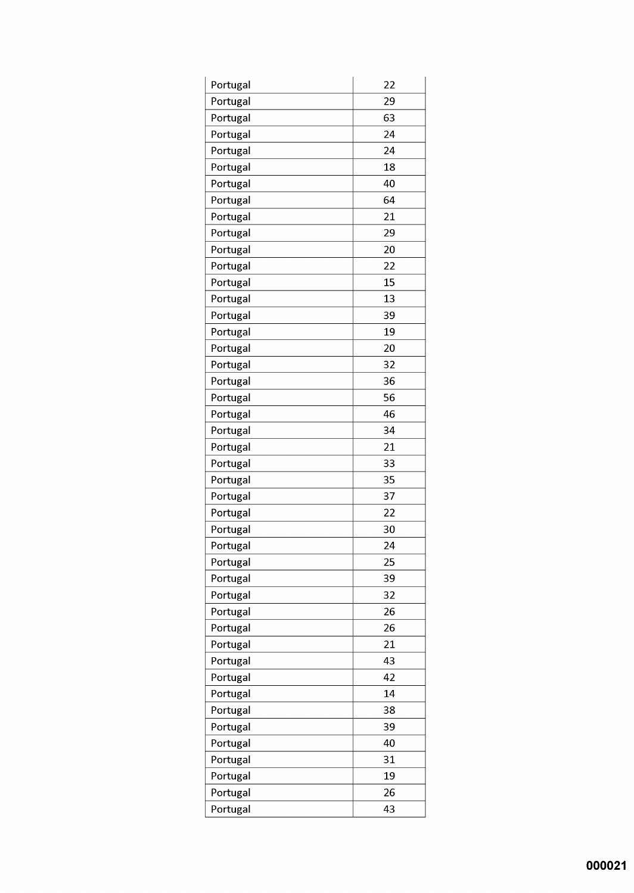| | |
|---|---|
| Portugal | 22 |
| Portugal | 29 |
| Portugal | 63 |
| Portugal | 24 |
| Portugal | 24 |
| Portugal | 18 |
| Portugal | 40 |
| Portugal | 64 |
| Portugal | 21 |
| Portugal | 29 |
| Portugal | 20 |
| Portugal | 22 |
| Portugal | 15 |
| Portugal | 13 |
| Portugal | 39 |
| Portugal | 19 |
| Portugal | 20 |
| Portugal | 32 |
| Portugal | 36 |
| Portugal | 56 |
| Portugal | 46 |
| Portugal | 34 |
| Portugal | 21 |
| Portugal | 33 |
| Portugal | 35 |
| Portugal | 37 |
| Portugal | 22 |
| Portugal | 30 |
| Portugal | 24 |
| Portugal | 25 |
| Portugal | 39 |
| Portugal | 32 |
| Portugal | 26 |
| Portugal | 26 |
| Portugal | 21 |
| Portugal | 43 |
| Portugal | 42 |
| Portugal | 14 |
| Portugal | 38 |
| Portugal | 39 |
| Portugal | 40 |
| Portugal | 31 |
| Portugal | 19 |
| Portugal | 26 |
| Portugal | 43 |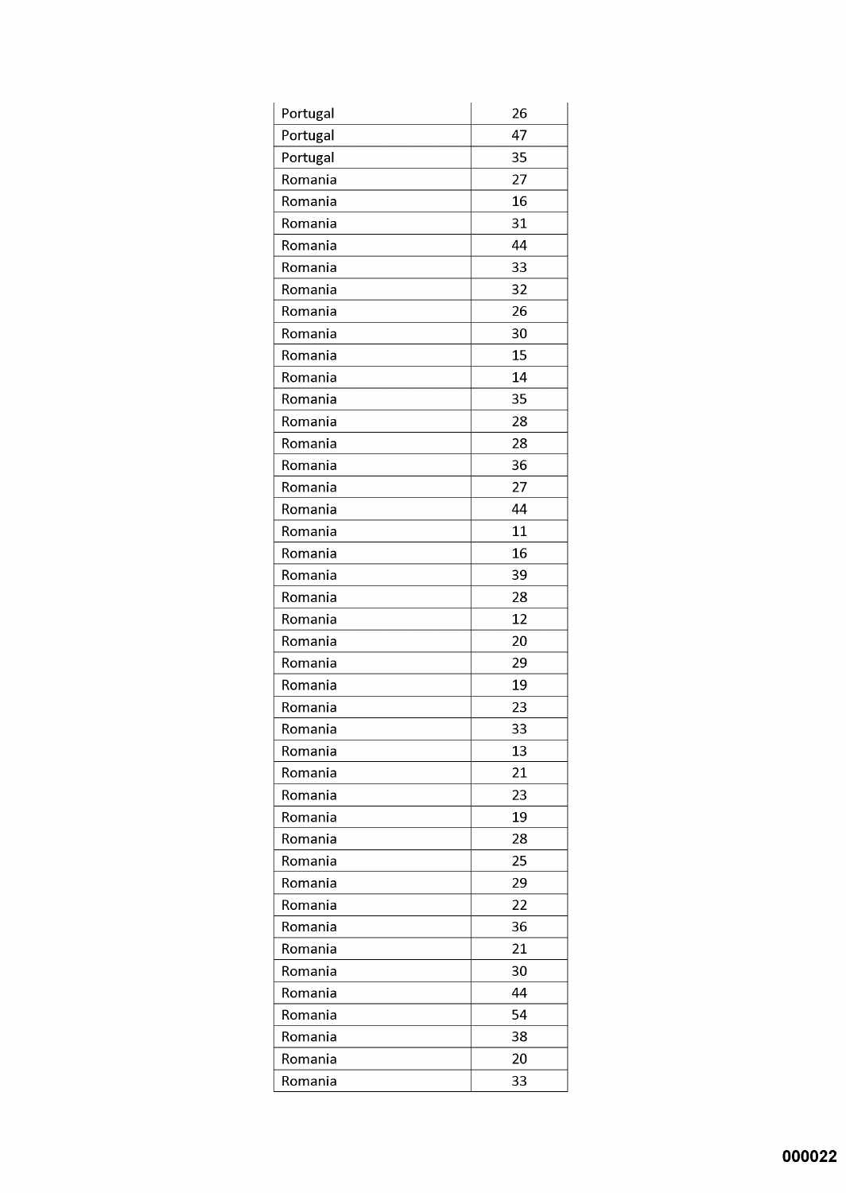| | |
|---|---|
| Portugal | 26 |
| Portugal | 47 |
| Portugal | 35 |
| Romania | 27 |
| Romania | 16 |
| Romania | 31 |
| Romania | 44 |
| Romania | 33 |
| Romania | 32 |
| Romania | 26 |
| Romania | 30 |
| Romania | 15 |
| Romania | 14 |
| Romania | 35 |
| Romania | 28 |
| Romania | 28 |
| Romania | 36 |
| Romania | 27 |
| Romania | 44 |
| Romania | 11 |
| Romania | 16 |
| Romania | 39 |
| Romania | 28 |
| Romania | 12 |
| Romania | 20 |
| Romania | 29 |
| Romania | 19 |
| Romania | 23 |
| Romania | 33 |
| Romania | 13 |
| Romania | 21 |
| Romania | 23 |
| Romania | 19 |
| Romania | 28 |
| Romania | 25 |
| Romania | 29 |
| Romania | 22 |
| Romania | 36 |
| Romania | 21 |
| Romania | 30 |
| Romania | 44 |
| Romania | 54 |
| Romania | 38 |
| Romania | 20 |
| Romania | 33 |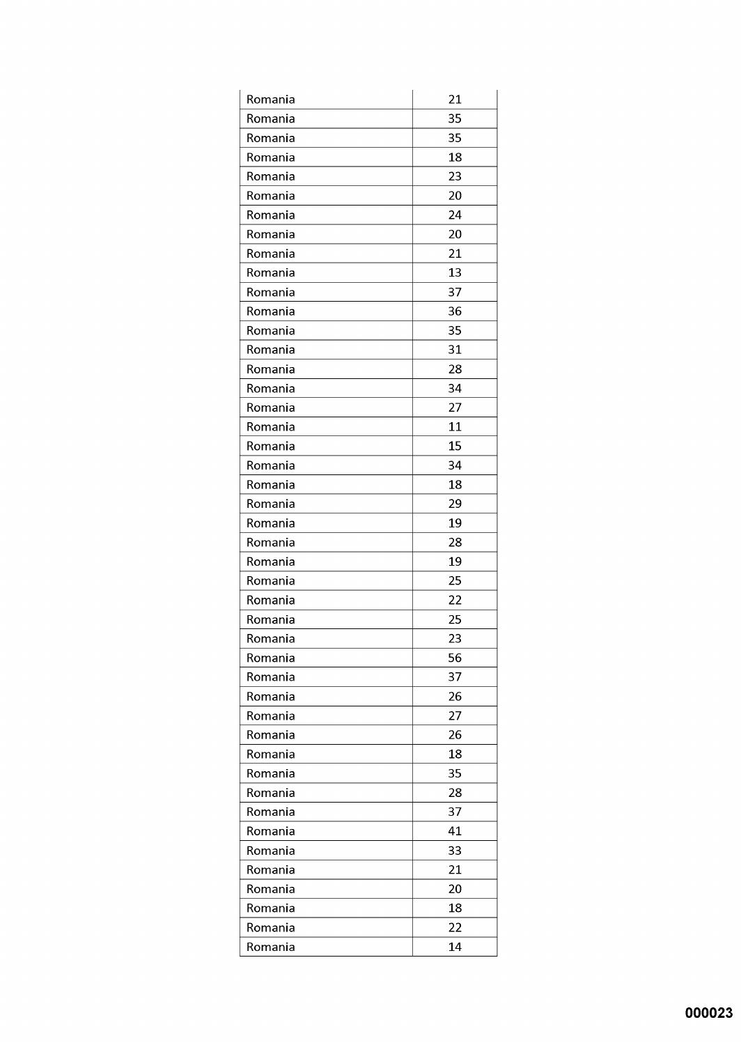| | |
|---|---|
| Romania | 21 |
| Romania | 35 |
| Romania | 35 |
| Romania | 18 |
| Romania | 23 |
| Romania | 20 |
| Romania | 24 |
| Romania | 20 |
| Romania | 21 |
| Romania | 13 |
| Romania | 37 |
| Romania | 36 |
| Romania | 35 |
| Romania | 31 |
| Romania | 28 |
| Romania | 34 |
| Romania | 27 |
| Romania | 11 |
| Romania | 15 |
| Romania | 34 |
| Romania | 18 |
| Romania | 29 |
| Romania | 19 |
| Romania | 28 |
| Romania | 19 |
| Romania | 25 |
| Romania | 22 |
| Romania | 25 |
| Romania | 23 |
| Romania | 56 |
| Romania | 37 |
| Romania | 26 |
| Romania | 27 |
| Romania | 26 |
| Romania | 18 |
| Romania | 35 |
| Romania | 28 |
| Romania | 37 |
| Romania | 41 |
| Romania | 33 |
| Romania | 21 |
| Romania | 20 |
| Romania | 18 |
| Romania | 22 |
| Romania | 14 |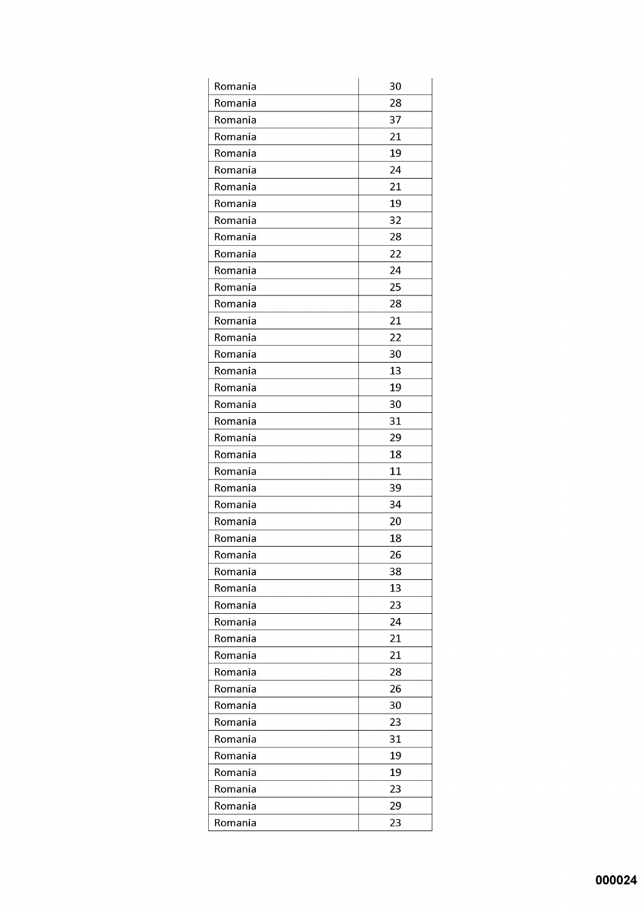| | |
|---|---|
| Romania | 30 |
| Romania | 28 |
| Romania | 37 |
| Romania | 21 |
| Romania | 19 |
| Romania | 24 |
| Romania | 21 |
| Romania | 19 |
| Romania | 32 |
| Romania | 28 |
| Romania | 22 |
| Romania | 24 |
| Romania | 25 |
| Romania | 28 |
| Romania | 21 |
| Romania | 22 |
| Romania | 30 |
| Romania | 13 |
| Romania | 19 |
| Romania | 30 |
| Romania | 31 |
| Romania | 29 |
| Romania | 18 |
| Romania | 11 |
| Romania | 39 |
| Romania | 34 |
| Romania | 20 |
| Romania | 18 |
| Romania | 26 |
| Romania | 38 |
| Romania | 13 |
| Romania | 23 |
| Romania | 24 |
| Romania | 21 |
| Romania | 21 |
| Romania | 28 |
| Romania | 26 |
| Romania | 30 |
| Romania | 23 |
| Romania | 31 |
| Romania | 19 |
| Romania | 19 |
| Romania | 23 |
| Romania | 29 |
| Romania | 23 |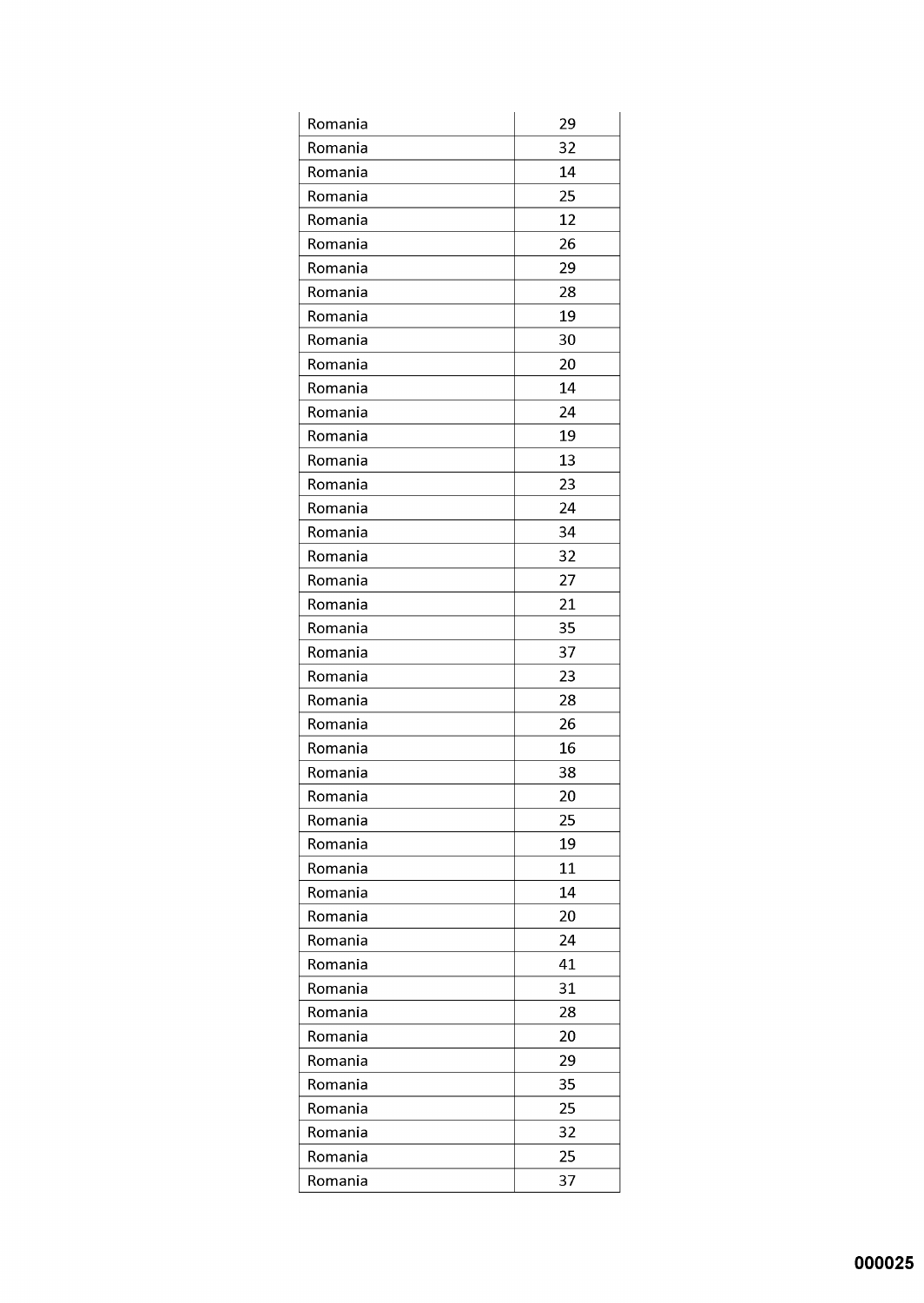| Romania | 29 |
| --- | --- |
| Romania | 32 |
| Romania | 14 |
| Romania | 25 |
| Romania | 12 |
| Romania | 26 |
| Romania | 29 |
| Romania | 28 |
| Romania | 19 |
| Romania | 30 |
| Romania | 20 |
| Romania | 14 |
| Romania | 24 |
| Romania | 19 |
| Romania | 13 |
| Romania | 23 |
| Romania | 24 |
| Romania | 34 |
| Romania | 32 |
| Romania | 27 |
| Romania | 21 |
| Romania | 35 |
| Romania | 37 |
| Romania | 23 |
| Romania | 28 |
| Romania | 26 |
| Romania | 16 |
| Romania | 38 |
| Romania | 20 |
| Romania | 25 |
| Romania | 19 |
| Romania | 11 |
| Romania | 14 |
| Romania | 20 |
| Romania | 24 |
| Romania | 41 |
| Romania | 31 |
| Romania | 28 |
| Romania | 20 |
| Romania | 29 |
| Romania | 35 |
| Romania | 25 |
| Romania | 32 |
| Romania | 25 |
| Romania | 37 |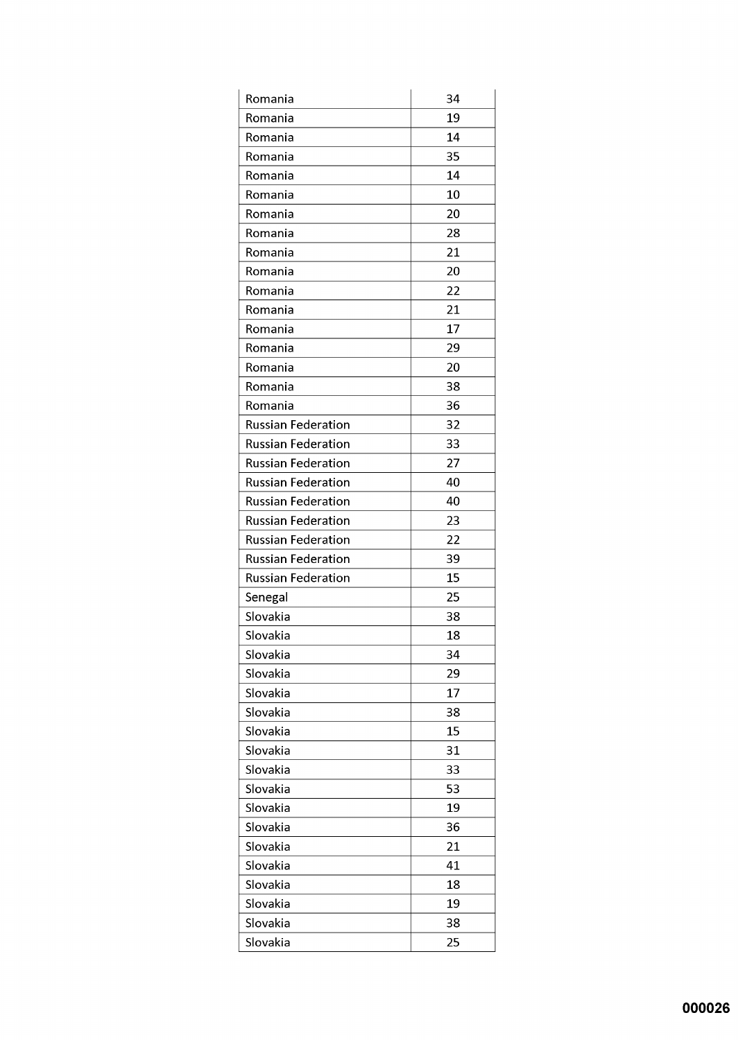| Romania | 34 |
|---|---|
| Romania | 19 |
| Romania | 14 |
| Romania | 35 |
| Romania | 14 |
| Romania | 10 |
| Romania | 20 |
| Romania | 28 |
| Romania | 21 |
| Romania | 20 |
| Romania | 22 |
| Romania | 21 |
| Romania | 17 |
| Romania | 29 |
| Romania | 20 |
| Romania | 38 |
| Romania | 36 |
| Russian Federation | 32 |
| Russian Federation | 33 |
| Russian Federation | 27 |
| Russian Federation | 40 |
| Russian Federation | 40 |
| Russian Federation | 23 |
| Russian Federation | 22 |
| Russian Federation | 39 |
| Russian Federation | 15 |
| Senegal | 25 |
| Slovakia | 38 |
| Slovakia | 18 |
| Slovakia | 34 |
| Slovakia | 29 |
| Slovakia | 17 |
| Slovakia | 38 |
| Slovakia | 15 |
| Slovakia | 31 |
| Slovakia | 33 |
| Slovakia | 53 |
| Slovakia | 19 |
| Slovakia | 36 |
| Slovakia | 21 |
| Slovakia | 41 |
| Slovakia | 18 |
| Slovakia | 19 |
| Slovakia | 38 |
| Slovakia | 25 |

000026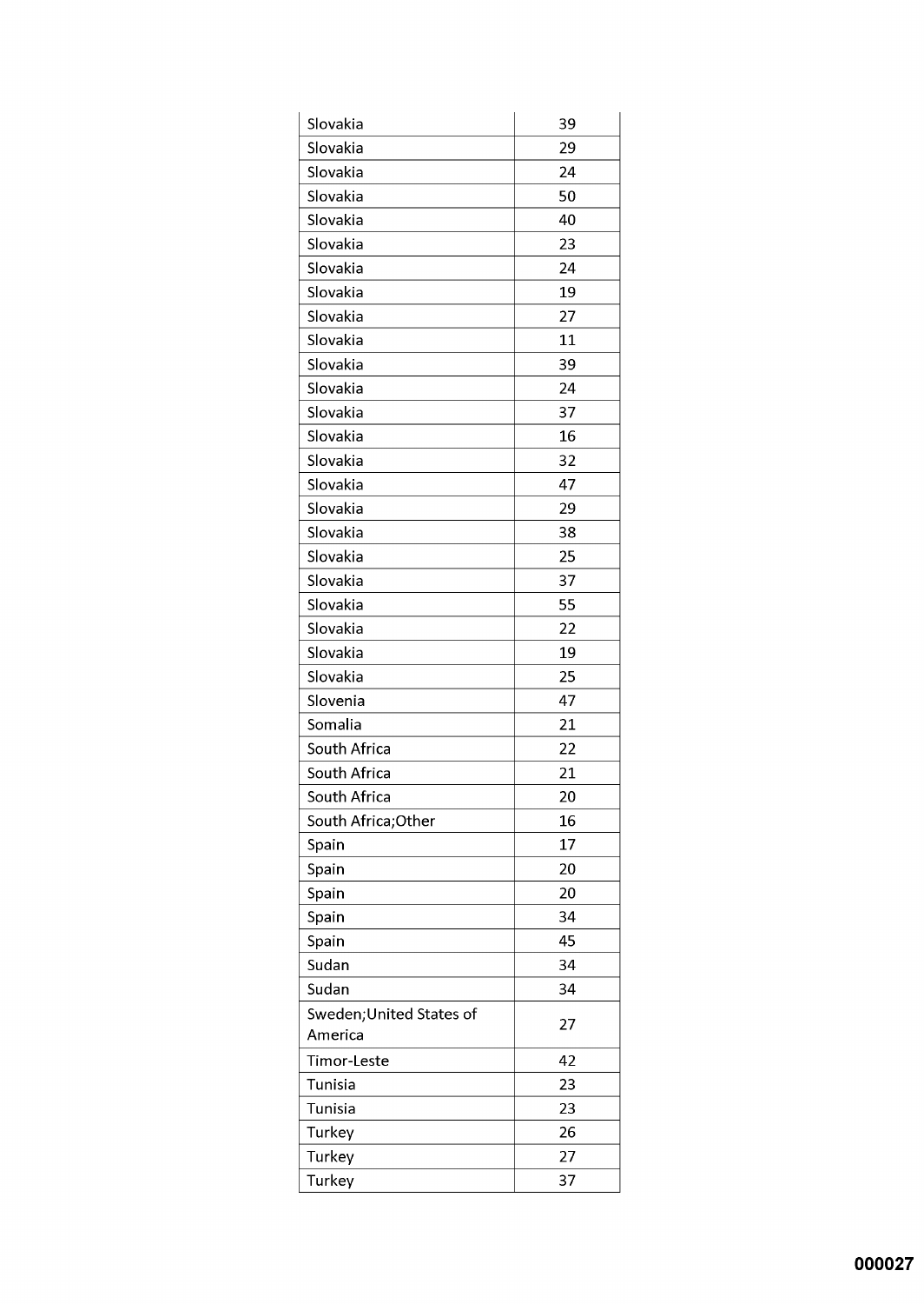| Slovakia | 39 |
|---|---|
| Slovakia | 29 |
| Slovakia | 24 |
| Slovakia | 50 |
| Slovakia | 40 |
| Slovakia | 23 |
| Slovakia | 24 |
| Slovakia | 19 |
| Slovakia | 27 |
| Slovakia | 11 |
| Slovakia | 39 |
| Slovakia | 24 |
| Slovakia | 37 |
| Slovakia | 16 |
| Slovakia | 32 |
| Slovakia | 47 |
| Slovakia | 29 |
| Slovakia | 38 |
| Slovakia | 25 |
| Slovakia | 37 |
| Slovakia | 55 |
| Slovakia | 22 |
| Slovakia | 19 |
| Slovakia | 25 |
| Slovenia | 47 |
| Somalia | 21 |
| South Africa | 22 |
| South Africa | 21 |
| South Africa | 20 |
| South Africa;Other | 16 |
| Spain | 17 |
| Spain | 20 |
| Spain | 20 |
| Spain | 34 |
| Spain | 45 |
| Sudan | 34 |
| Sudan | 34 |
| Sweden;United States of America | 27 |
| Timor-Leste | 42 |
| Tunisia | 23 |
| Tunisia | 23 |
| Turkey | 26 |
| Turkey | 27 |
| Turkey | 37 |

000027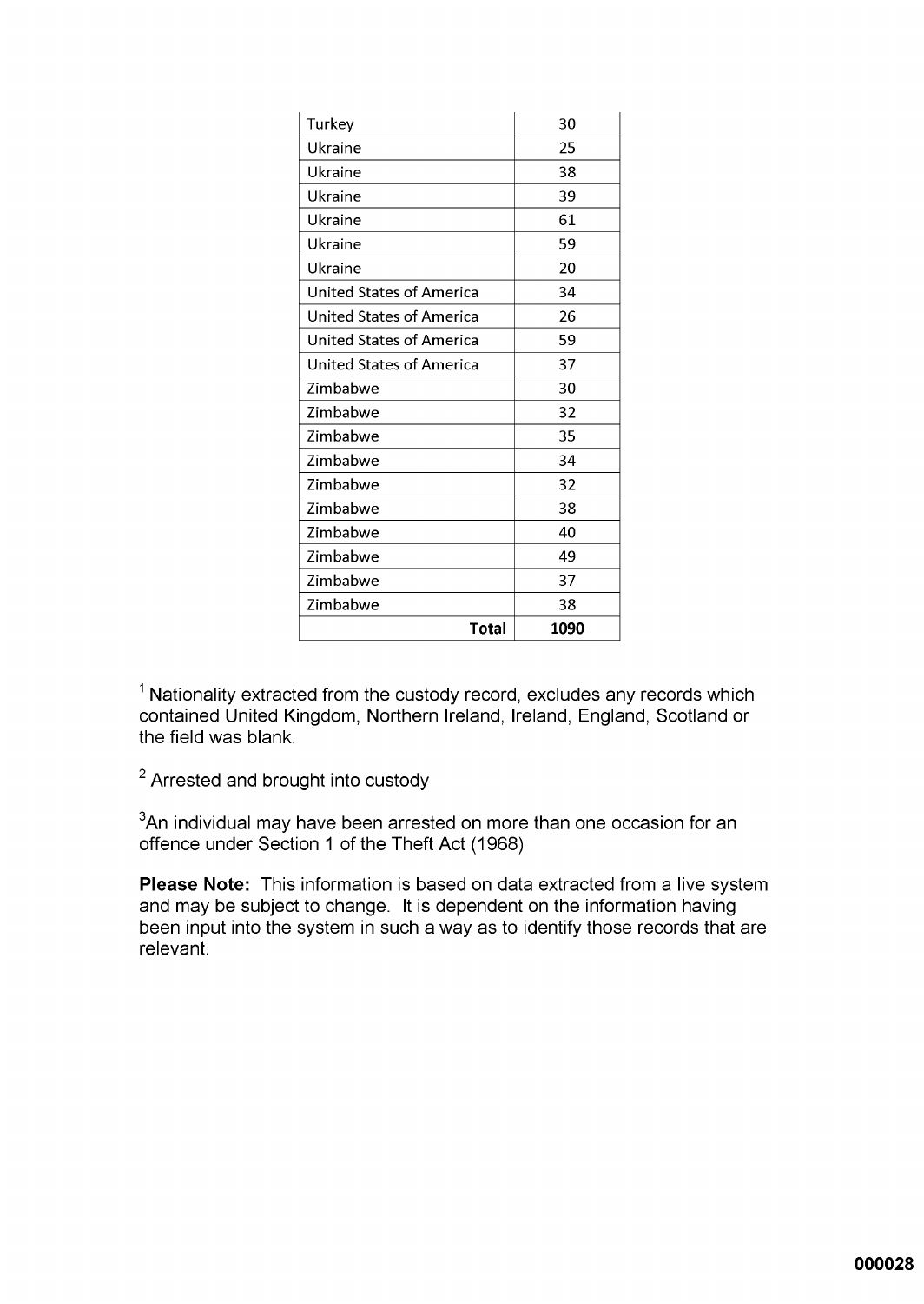| | |
|---|---|
| Turkey | 30 |
| Ukraine | 25 |
| Ukraine | 38 |
| Ukraine | 39 |
| Ukraine | 61 |
| Ukraine | 59 |
| Ukraine | 20 |
| United States of America | 34 |
| United States of America | 26 |
| United States of America | 59 |
| United States of America | 37 |
| Zimbabwe | 30 |
| Zimbabwe | 32 |
| Zimbabwe | 35 |
| Zimbabwe | 34 |
| Zimbabwe | 32 |
| Zimbabwe | 38 |
| Zimbabwe | 40 |
| Zimbabwe | 49 |
| Zimbabwe | 37 |
| Zimbabwe | 38 |
| **Total** | **1090** |

[1] Nationality extracted from the custody record, excludes any records which contained United Kingdom, Northern Ireland, Ireland, England, Scotland or the field was blank.

[2] Arrested and brought into custody

[3] An individual may have been arrested on more than one occasion for an offence under Section 1 of the Theft Act (1968)

**Please Note:** This information is based on data extracted from a live system and may be subject to change. It is dependent on the information having been input into the system in such a way as to identify those records that are relevant.